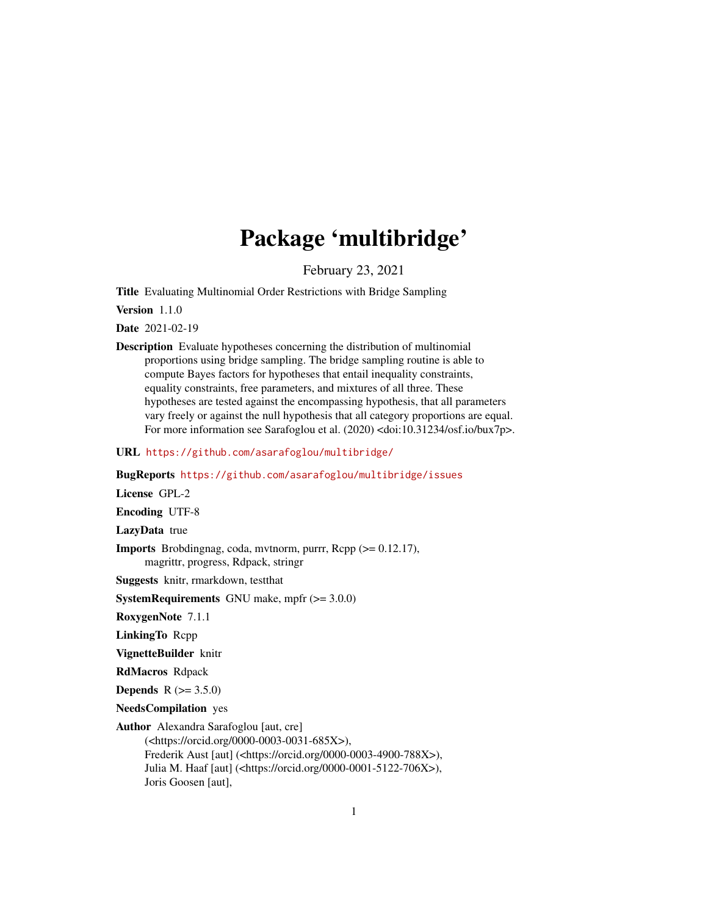# Package 'multibridge'

February 23, 2021

**Title** Evaluating Multinomial Order Restrictions with Bridge Sampling

**Version** 1.1.0

**Date** 2021-02-19

**Description** Evaluate hypotheses concerning the distribution of multinomial proportions using bridge sampling. The bridge sampling routine is able to compute Bayes factors for hypotheses that entail inequality constraints, equality constraints, free parameters, and mixtures of all three. These hypotheses are tested against the encompassing hypothesis, that all parameters vary freely or against the null hypothesis that all category proportions are equal. For more information see Sarafoglou et al. (2020) <doi:10.31234/osf.io/bux7p>.

**URL** https://github.com/asarafoglou/multibridge/

**BugReports** https://github.com/asarafoglou/multibridge/issues

**License** GPL-2

**Encoding** UTF-8

**LazyData** true

**Imports** Brobdingnag, coda, mvtnorm, purrr, Rcpp (>= 0.12.17), magrittr, progress, Rdpack, stringr

**Suggests** knitr, rmarkdown, testthat

**SystemRequirements** GNU make, mpfr (>= 3.0.0)

**RoxygenNote** 7.1.1

**LinkingTo** Rcpp

**VignetteBuilder** knitr

**RdMacros** Rdpack

**Depends** R (>= 3.5.0)

**NeedsCompilation** yes

**Author** Alexandra Sarafoglou [aut, cre] (<https://orcid.org/0000-0003-0031-685X>), Frederik Aust [aut] (<https://orcid.org/0000-0003-4900-788X>), Julia M. Haaf [aut] (<https://orcid.org/0000-0001-5122-706X>), Joris Goosen [aut],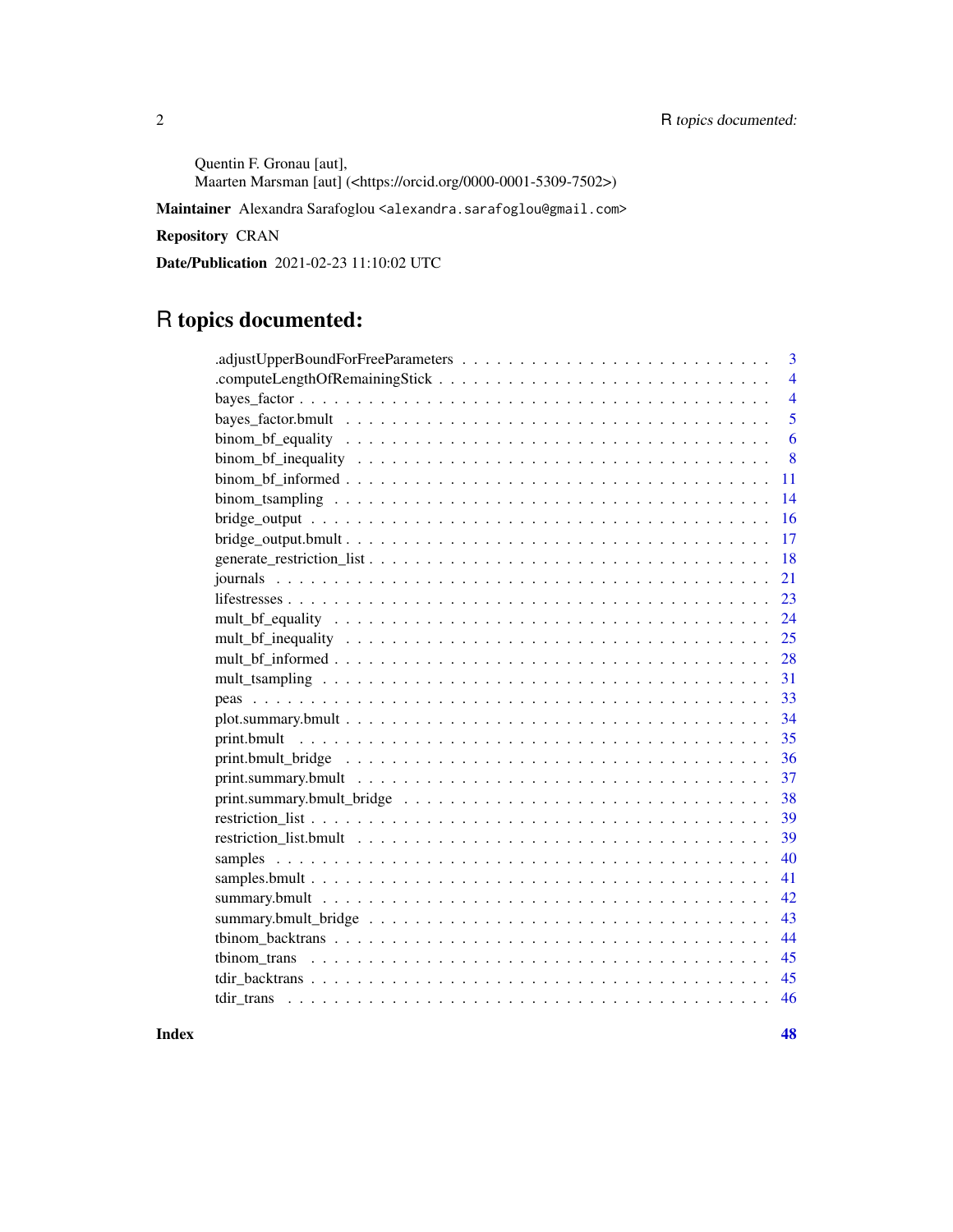Quentin F. Gronau [aut],
Maarten Marsman [aut] (<https://orcid.org/0000-0001-5309-7502>)

**Maintainer** Alexandra Sarafoglou <alexandra.sarafoglou@gmail.com>

**Repository** CRAN

**Date/Publication** 2021-02-23 11:10:02 UTC

# R topics documented:

| | |
|---|---|
| .adjustUpperBoundForFreeParameters | 3 |
| .computeLengthOfRemainingStick | 4 |
| bayes_factor | 4 |
| bayes_factor.bmult | 5 |
| binom_bf_equality | 6 |
| binom_bf_inequality | 8 |
| binom_bf_informed | 11 |
| binom_tsampling | 14 |
| bridge_output | 16 |
| bridge_output.bmult | 17 |
| generate_restriction_list | 18 |
| journals | 21 |
| lifestresses | 23 |
| mult_bf_equality | 24 |
| mult_bf_inequality | 25 |
| mult_bf_informed | 28 |
| mult_tsampling | 31 |
| peas | 33 |
| plot.summary.bmult | 34 |
| print.bmult | 35 |
| print.bmult_bridge | 36 |
| print.summary.bmult | 37 |
| print.summary.bmult_bridge | 38 |
| restriction_list | 39 |
| restriction_list.bmult | 39 |
| samples | 40 |
| samples.bmult | 41 |
| summary.bmult | 42 |
| summary.bmult_bridge | 43 |
| tbinom_backtrans | 44 |
| tbinom_trans | 45 |
| tdir_backtrans | 45 |
| tdir_trans | 46 |

**Index** **48**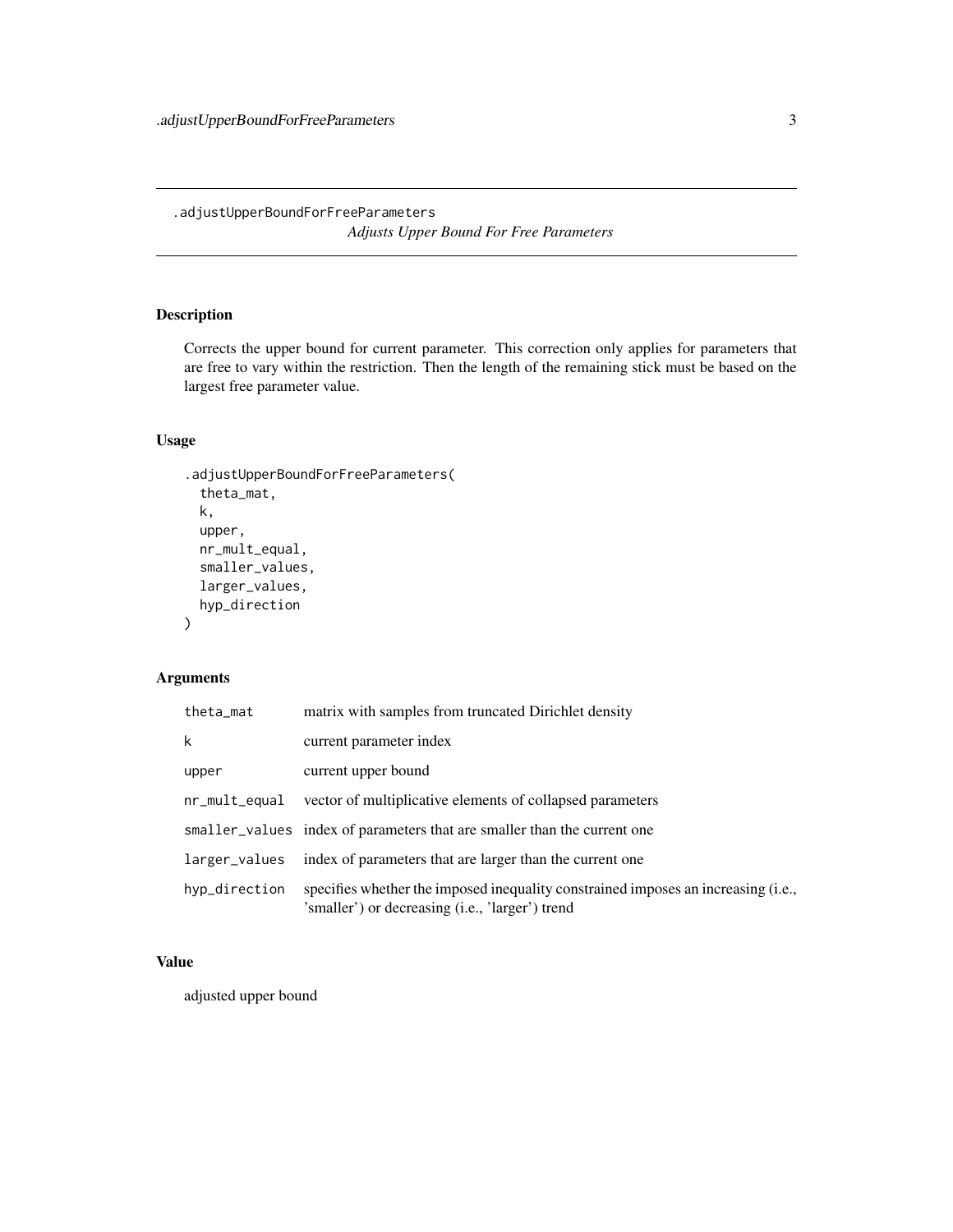## .adjustUpperBoundForFreeParameters

*Adjusts Upper Bound For Free Parameters*

### Description

Corrects the upper bound for current parameter. This correction only applies for parameters that are free to vary within the restriction. Then the length of the remaining stick must be based on the largest free parameter value.

### Usage

```
.adjustUpperBoundForFreeParameters(
  theta_mat,
  k,
  upper,
  nr_mult_equal,
  smaller_values,
  larger_values,
  hyp_direction
)
```

### Arguments

| | |
|---|---|
| theta_mat | matrix with samples from truncated Dirichlet density |
| k | current parameter index |
| upper | current upper bound |
| nr_mult_equal | vector of multiplicative elements of collapsed parameters |
| smaller_values | index of parameters that are smaller than the current one |
| larger_values | index of parameters that are larger than the current one |
| hyp_direction | specifies whether the imposed inequality constrained imposes an increasing (i.e., 'smaller') or decreasing (i.e., 'larger') trend |

### Value

adjusted upper bound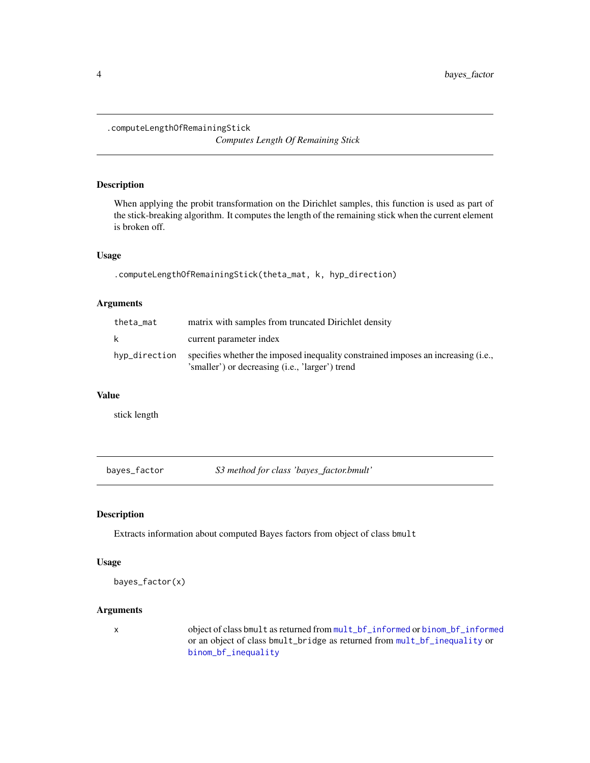## .computeLengthOfRemainingStick — *Computes Length Of Remaining Stick*

### Description

When applying the probit transformation on the Dirichlet samples, this function is used as part of the stick-breaking algorithm. It computes the length of the remaining stick when the current element is broken off.

### Usage

```
.computeLengthOfRemainingStick(theta_mat, k, hyp_direction)
```

### Arguments

| | |
|---|---|
| `theta_mat` | matrix with samples from truncated Dirichlet density |
| `k` | current parameter index |
| `hyp_direction` | specifies whether the imposed inequality constrained imposes an increasing (i.e., 'smaller') or decreasing (i.e., 'larger') trend |

### Value

stick length

## bayes_factor — *S3 method for class 'bayes_factor.bmult'*

### Description

Extracts information about computed Bayes factors from object of class `bmult`

### Usage

```
bayes_factor(x)
```

### Arguments

| | |
|---|---|
| `x` | object of class `bmult` as returned from `mult_bf_informed` or `binom_bf_informed` or an object of class `bmult_bridge` as returned from `mult_bf_inequality` or `binom_bf_inequality` |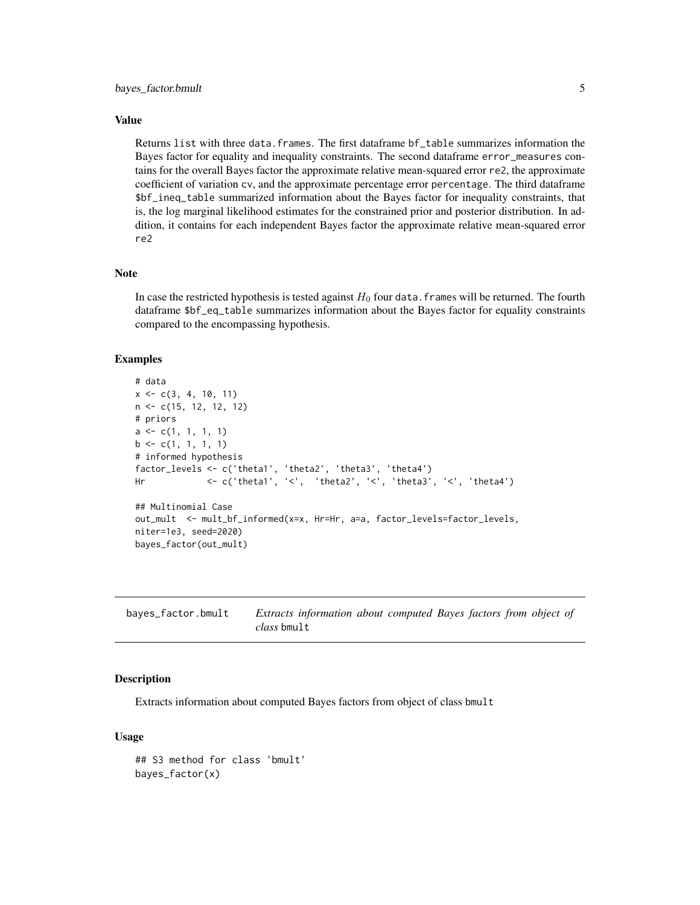### Value

Returns `list` with three `data.frames`. The first dataframe `bf_table` summarizes information the Bayes factor for equality and inequality constraints. The second dataframe `error_measures` contains for the overall Bayes factor the approximate relative mean-squared error `re2`, the approximate coefficient of variation `cv`, and the approximate percentage error `percentage`. The third dataframe `$bf_ineq_table` summarized information about the Bayes factor for inequality constraints, that is, the log marginal likelihood estimates for the constrained prior and posterior distribution. In addition, it contains for each independent Bayes factor the approximate relative mean-squared error `re2`

### Note

In case the restricted hypothesis is tested against $H_0$ four `data.frames` will be returned. The fourth dataframe `$bf_eq_table` summarizes information about the Bayes factor for equality constraints compared to the encompassing hypothesis.

### Examples

```
# data
x <- c(3, 4, 10, 11)
n <- c(15, 12, 12, 12)
# priors
a <- c(1, 1, 1, 1)
b <- c(1, 1, 1, 1)
# informed hypothesis
factor_levels <- c('theta1', 'theta2', 'theta3', 'theta4')
Hr            <- c('theta1', '<',  'theta2', '<', 'theta3', '<', 'theta4')

## Multinomial Case
out_mult  <- mult_bf_informed(x=x, Hr=Hr, a=a, factor_levels=factor_levels,
niter=1e3, seed=2020)
bayes_factor(out_mult)
```

---

## bayes_factor.bmult — *Extracts information about computed Bayes factors from object of class* `bmult`

### Description

Extracts information about computed Bayes factors from object of class `bmult`

### Usage

```
## S3 method for class 'bmult'
bayes_factor(x)
```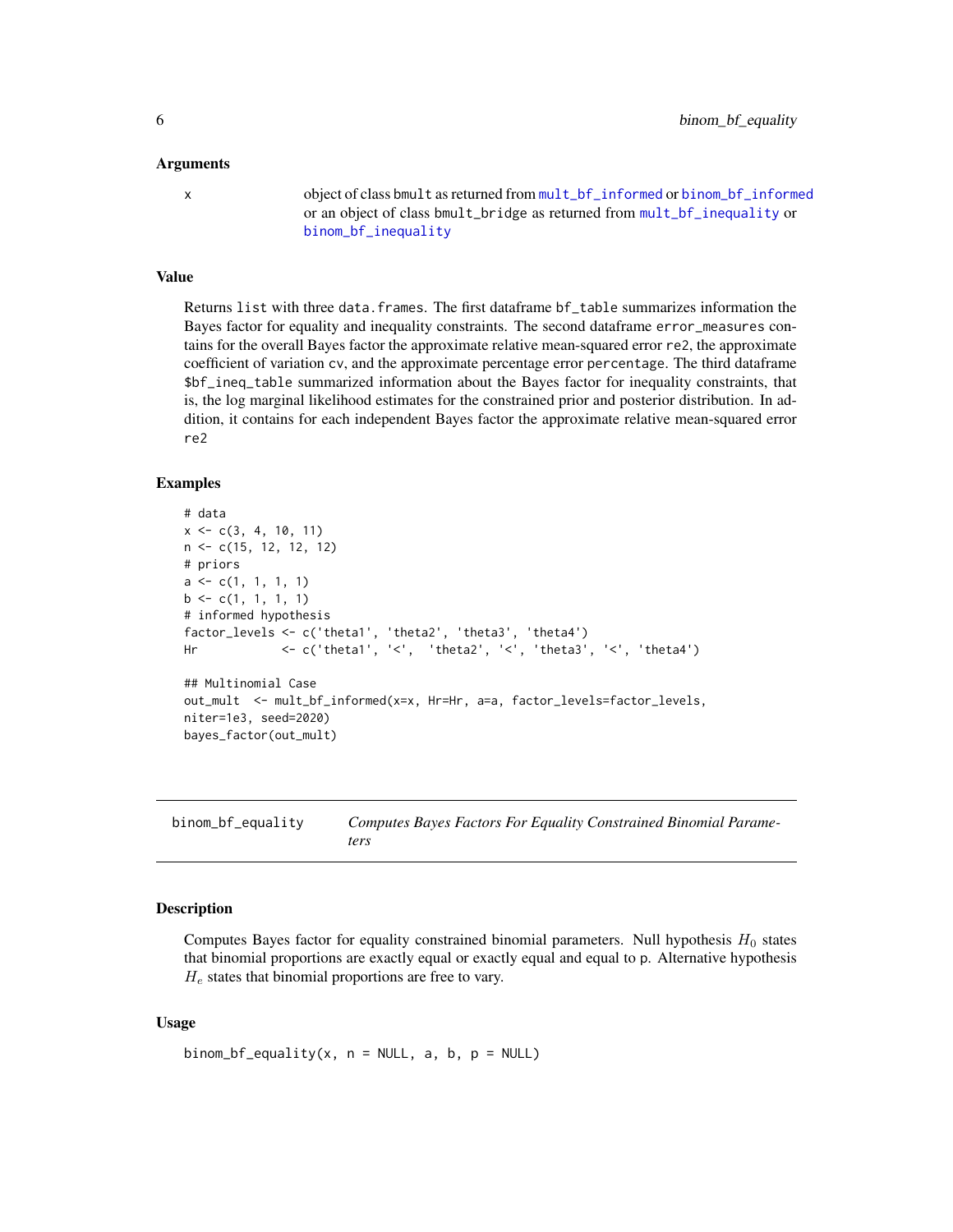### Arguments

| | |
|---|---|
| x | object of class bmult as returned from mult_bf_informed or binom_bf_informed or an object of class bmult_bridge as returned from mult_bf_inequality or binom_bf_inequality |

### Value

Returns list with three data.frames. The first dataframe bf_table summarizes information the Bayes factor for equality and inequality constraints. The second dataframe error_measures contains for the overall Bayes factor the approximate relative mean-squared error re2, the approximate coefficient of variation cv, and the approximate percentage error percentage. The third dataframe $bf_ineq_table summarized information about the Bayes factor for inequality constraints, that is, the log marginal likelihood estimates for the constrained prior and posterior distribution. In addition, it contains for each independent Bayes factor the approximate relative mean-squared error re2

### Examples

```
# data
x <- c(3, 4, 10, 11)
n <- c(15, 12, 12, 12)
# priors
a <- c(1, 1, 1, 1)
b <- c(1, 1, 1, 1)
# informed hypothesis
factor_levels <- c('theta1', 'theta2', 'theta3', 'theta4')
Hr            <- c('theta1', '<',  'theta2', '<', 'theta3', '<', 'theta4')

## Multinomial Case
out_mult  <- mult_bf_informed(x=x, Hr=Hr, a=a, factor_levels=factor_levels,
niter=1e3, seed=2020)
bayes_factor(out_mult)
```

---

## binom_bf_equality — *Computes Bayes Factors For Equality Constrained Binomial Parameters*

### Description

Computes Bayes factor for equality constrained binomial parameters. Null hypothesis $H_0$ states that binomial proportions are exactly equal or exactly equal and equal to p. Alternative hypothesis $H_e$ states that binomial proportions are free to vary.

### Usage

```
binom_bf_equality(x, n = NULL, a, b, p = NULL)
```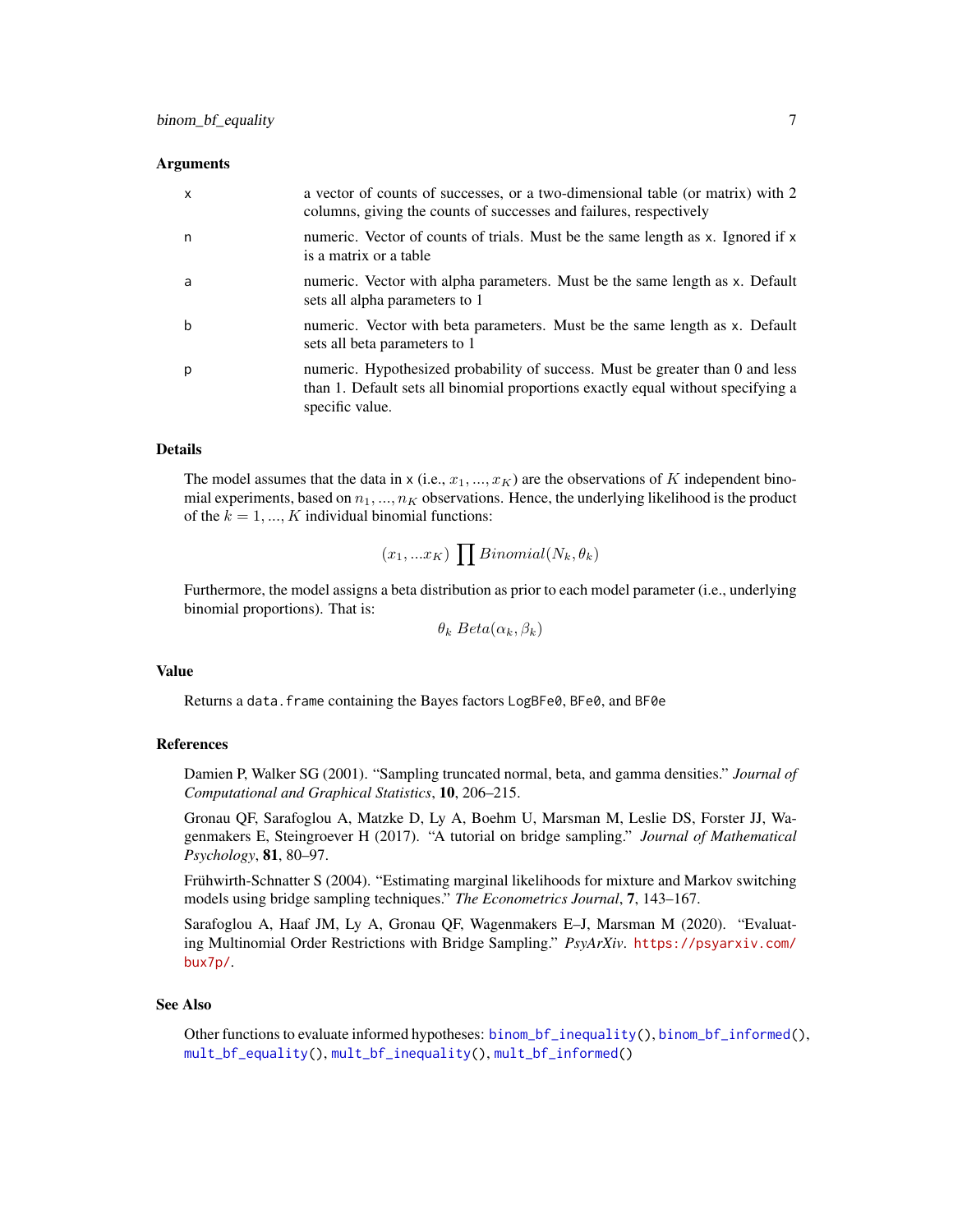### Arguments

| | |
|---|---|
| `x` | a vector of counts of successes, or a two-dimensional table (or matrix) with 2 columns, giving the counts of successes and failures, respectively |
| `n` | numeric. Vector of counts of trials. Must be the same length as `x`. Ignored if `x` is a matrix or a table |
| `a` | numeric. Vector with alpha parameters. Must be the same length as `x`. Default sets all alpha parameters to 1 |
| `b` | numeric. Vector with beta parameters. Must be the same length as `x`. Default sets all beta parameters to 1 |
| `p` | numeric. Hypothesized probability of success. Must be greater than 0 and less than 1. Default sets all binomial proportions exactly equal without specifying a specific value. |

### Details

The model assumes that the data in `x` (i.e., $x_1, ..., x_K$) are the observations of $K$ independent binomial experiments, based on $n_1, ..., n_K$ observations. Hence, the underlying likelihood is the product of the $k = 1, ..., K$ individual binomial functions:

$$(x_1, ...x_K) \prod Binomial(N_k, \theta_k)$$

Furthermore, the model assigns a beta distribution as prior to each model parameter (i.e., underlying binomial proportions). That is:

$$\theta_k \; Beta(\alpha_k, \beta_k)$$

### Value

Returns a `data.frame` containing the Bayes factors `LogBFe0`, `BFe0`, and `BF0e`

### References

Damien P, Walker SG (2001). "Sampling truncated normal, beta, and gamma densities." *Journal of Computational and Graphical Statistics*, **10**, 206–215.

Gronau QF, Sarafoglou A, Matzke D, Ly A, Boehm U, Marsman M, Leslie DS, Forster JJ, Wagenmakers E, Steingroever H (2017). "A tutorial on bridge sampling." *Journal of Mathematical Psychology*, **81**, 80–97.

Frühwirth-Schnatter S (2004). "Estimating marginal likelihoods for mixture and Markov switching models using bridge sampling techniques." *The Econometrics Journal*, **7**, 143–167.

Sarafoglou A, Haaf JM, Ly A, Gronau QF, Wagenmakers E–J, Marsman M (2020). "Evaluating Multinomial Order Restrictions with Bridge Sampling." *PsyArXiv*. https://psyarxiv.com/bux7p/.

### See Also

Other functions to evaluate informed hypotheses: `binom_bf_inequality()`, `binom_bf_informed()`, `mult_bf_equality()`, `mult_bf_inequality()`, `mult_bf_informed()`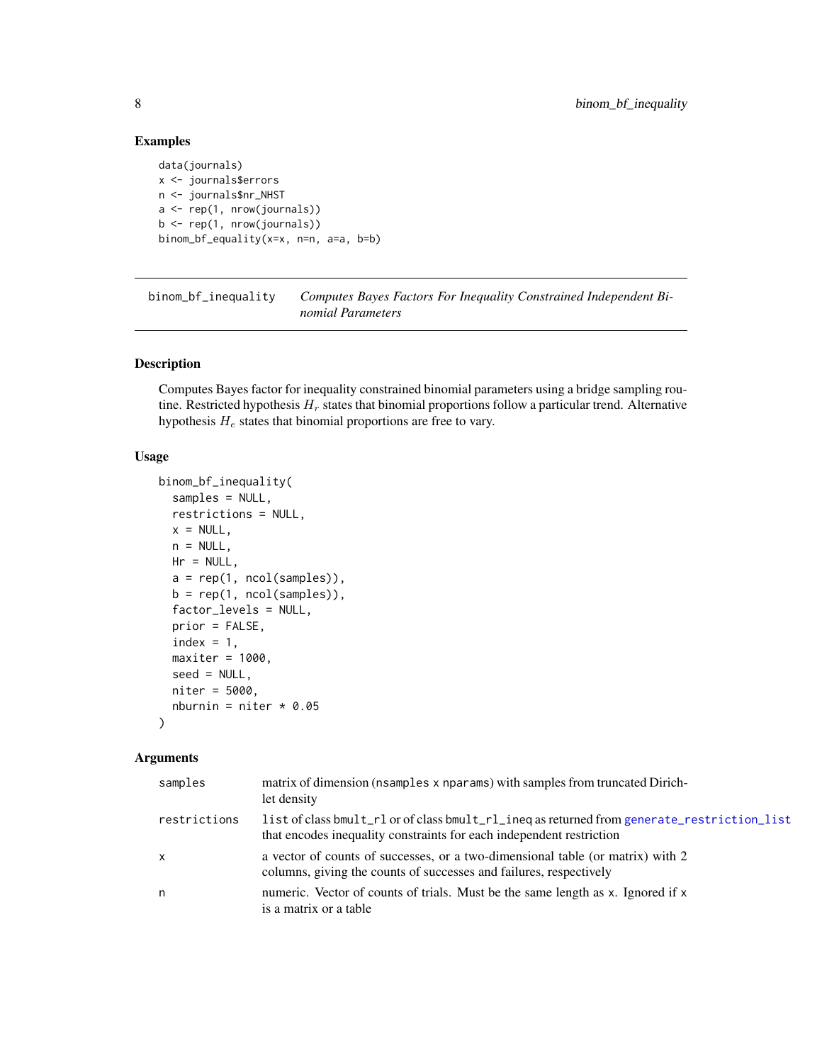### Examples

```
data(journals)
x <- journals$errors
n <- journals$nr_NHST
a <- rep(1, nrow(journals))
b <- rep(1, nrow(journals))
binom_bf_equality(x=x, n=n, a=a, b=b)
```

---

## binom_bf_inequality — *Computes Bayes Factors For Inequality Constrained Independent Binomial Parameters*

---

### Description

Computes Bayes factor for inequality constrained binomial parameters using a bridge sampling routine. Restricted hypothesis $H_r$ states that binomial proportions follow a particular trend. Alternative hypothesis $H_e$ states that binomial proportions are free to vary.

### Usage

```
binom_bf_inequality(
  samples = NULL,
  restrictions = NULL,
  x = NULL,
  n = NULL,
  Hr = NULL,
  a = rep(1, ncol(samples)),
  b = rep(1, ncol(samples)),
  factor_levels = NULL,
  prior = FALSE,
  index = 1,
  maxiter = 1000,
  seed = NULL,
  niter = 5000,
  nburnin = niter * 0.05
)
```

### Arguments

| | |
|---|---|
| `samples` | matrix of dimension (`nsamples x nparams`) with samples from truncated Dirichlet density |
| `restrictions` | `list` of class `bmult_rl` or of class `bmult_rl_ineq` as returned from `generate_restriction_list` that encodes inequality constraints for each independent restriction |
| `x` | a vector of counts of successes, or a two-dimensional table (or matrix) with 2 columns, giving the counts of successes and failures, respectively |
| `n` | numeric. Vector of counts of trials. Must be the same length as `x`. Ignored if `x` is a matrix or a table |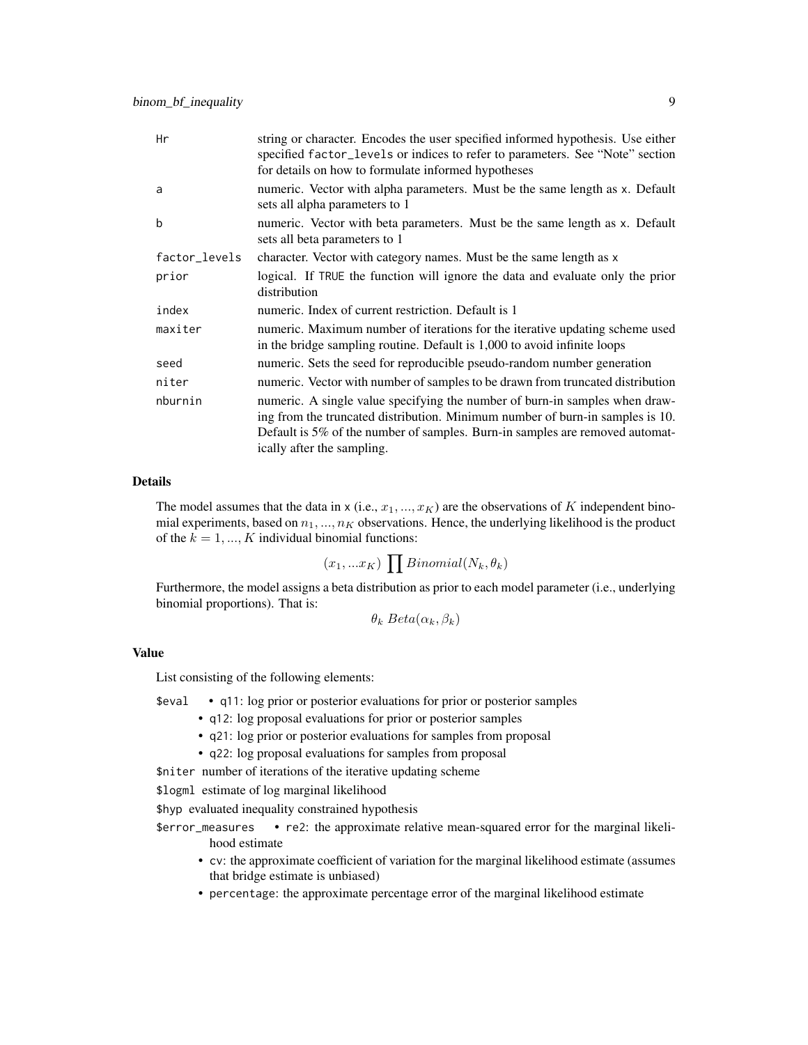| | |
|---|---|
| Hr | string or character. Encodes the user specified informed hypothesis. Use either specified `factor_levels` or indices to refer to parameters. See "Note" section for details on how to formulate informed hypotheses |
| a | numeric. Vector with alpha parameters. Must be the same length as x. Default sets all alpha parameters to 1 |
| b | numeric. Vector with beta parameters. Must be the same length as x. Default sets all beta parameters to 1 |
| factor_levels | character. Vector with category names. Must be the same length as x |
| prior | logical. If TRUE the function will ignore the data and evaluate only the prior distribution |
| index | numeric. Index of current restriction. Default is 1 |
| maxiter | numeric. Maximum number of iterations for the iterative updating scheme used in the bridge sampling routine. Default is 1,000 to avoid infinite loops |
| seed | numeric. Sets the seed for reproducible pseudo-random number generation |
| niter | numeric. Vector with number of samples to be drawn from truncated distribution |
| nburnin | numeric. A single value specifying the number of burn-in samples when drawing from the truncated distribution. Minimum number of burn-in samples is 10. Default is 5% of the number of samples. Burn-in samples are removed automatically after the sampling. |

## Details

The model assumes that the data in x (i.e., $x_1, ..., x_K$) are the observations of $K$ independent binomial experiments, based on $n_1, ..., n_K$ observations. Hence, the underlying likelihood is the product of the $k = 1, ..., K$ individual binomial functions:

$$(x_1, ...x_K) \prod Binomial(N_k, \theta_k)$$

Furthermore, the model assigns a beta distribution as prior to each model parameter (i.e., underlying binomial proportions). That is:

$$\theta_k \; Beta(\alpha_k, \beta_k)$$

## Value

List consisting of the following elements:

- `$eval`
  - `q11`: log prior or posterior evaluations for prior or posterior samples
  - `q12`: log proposal evaluations for prior or posterior samples
  - `q21`: log prior or posterior evaluations for samples from proposal
  - `q22`: log proposal evaluations for samples from proposal
- `$niter` number of iterations of the iterative updating scheme
- `$logml` estimate of log marginal likelihood
- `$hyp` evaluated inequality constrained hypothesis
- `$error_measures`
  - `re2`: the approximate relative mean-squared error for the marginal likelihood estimate
  - `cv`: the approximate coefficient of variation for the marginal likelihood estimate (assumes that bridge estimate is unbiased)
  - `percentage`: the approximate percentage error of the marginal likelihood estimate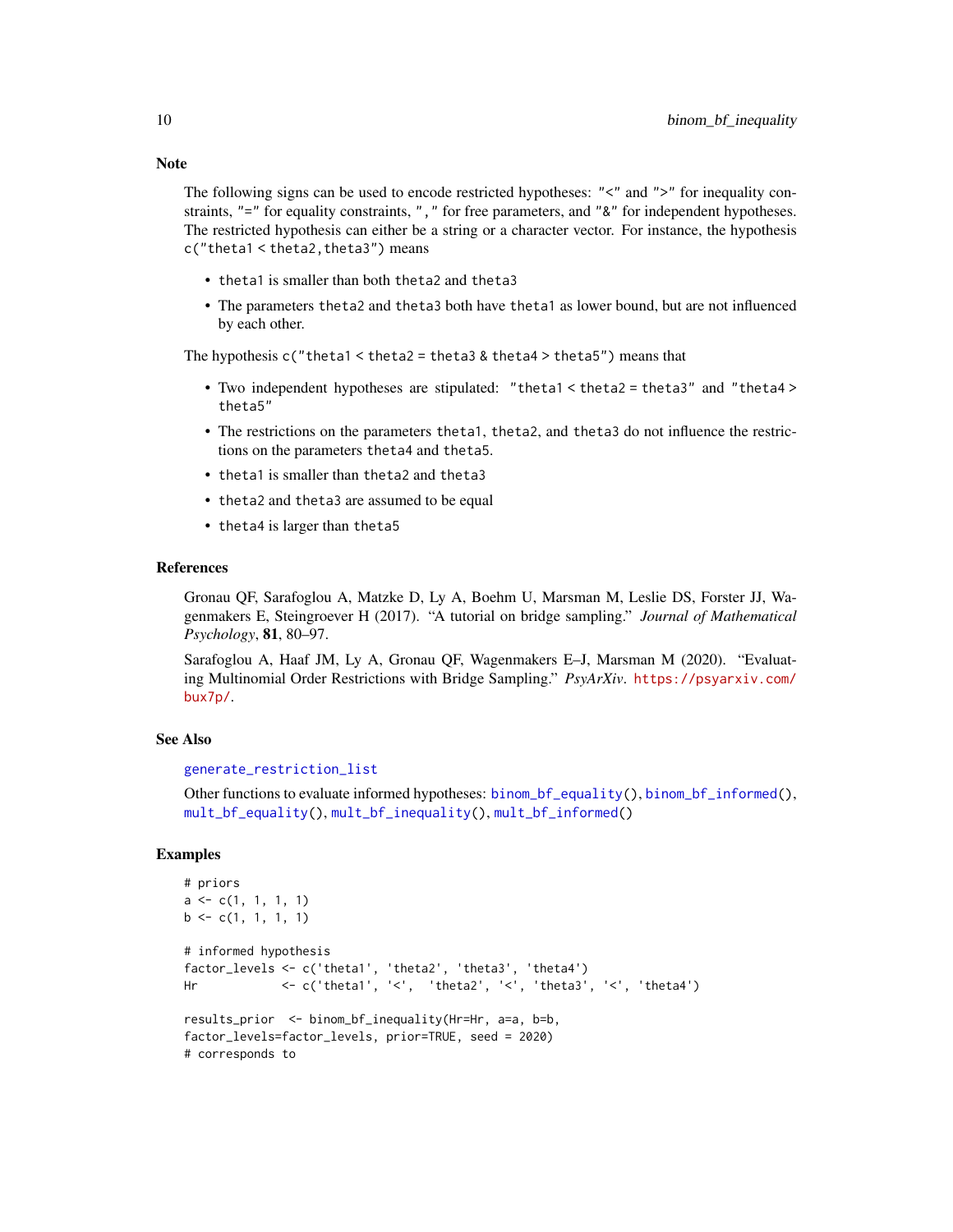## Note

The following signs can be used to encode restricted hypotheses: `"<"` and `">"` for inequality constraints, `"="` for equality constraints, `","` for free parameters, and `"&"` for independent hypotheses. The restricted hypothesis can either be a string or a character vector. For instance, the hypothesis `c("theta1 < theta2, theta3")` means

- `theta1` is smaller than both `theta2` and `theta3`
- The parameters `theta2` and `theta3` both have `theta1` as lower bound, but are not influenced by each other.

The hypothesis `c("theta1 < theta2 = theta3 & theta4 > theta5")` means that

- Two independent hypotheses are stipulated: `"theta1 < theta2 = theta3"` and `"theta4 > theta5"`
- The restrictions on the parameters `theta1`, `theta2`, and `theta3` do not influence the restrictions on the parameters `theta4` and `theta5`.
- `theta1` is smaller than `theta2` and `theta3`
- `theta2` and `theta3` are assumed to be equal
- `theta4` is larger than `theta5`

## References

Gronau QF, Sarafoglou A, Matzke D, Ly A, Boehm U, Marsman M, Leslie DS, Forster JJ, Wagenmakers E, Steingroever H (2017). "A tutorial on bridge sampling." *Journal of Mathematical Psychology*, **81**, 80–97.

Sarafoglou A, Haaf JM, Ly A, Gronau QF, Wagenmakers E–J, Marsman M (2020). "Evaluating Multinomial Order Restrictions with Bridge Sampling." *PsyArXiv*. https://psyarxiv.com/bux7p/.

## See Also

`generate_restriction_list`

Other functions to evaluate informed hypotheses: `binom_bf_equality()`, `binom_bf_informed()`, `mult_bf_equality()`, `mult_bf_inequality()`, `mult_bf_informed()`

## Examples

```
# priors
a <- c(1, 1, 1, 1)
b <- c(1, 1, 1, 1)

# informed hypothesis
factor_levels <- c('theta1', 'theta2', 'theta3', 'theta4')
Hr            <- c('theta1', '<',  'theta2', '<', 'theta3', '<', 'theta4')

results_prior  <- binom_bf_inequality(Hr=Hr, a=a, b=b,
factor_levels=factor_levels, prior=TRUE, seed = 2020)
# corresponds to
```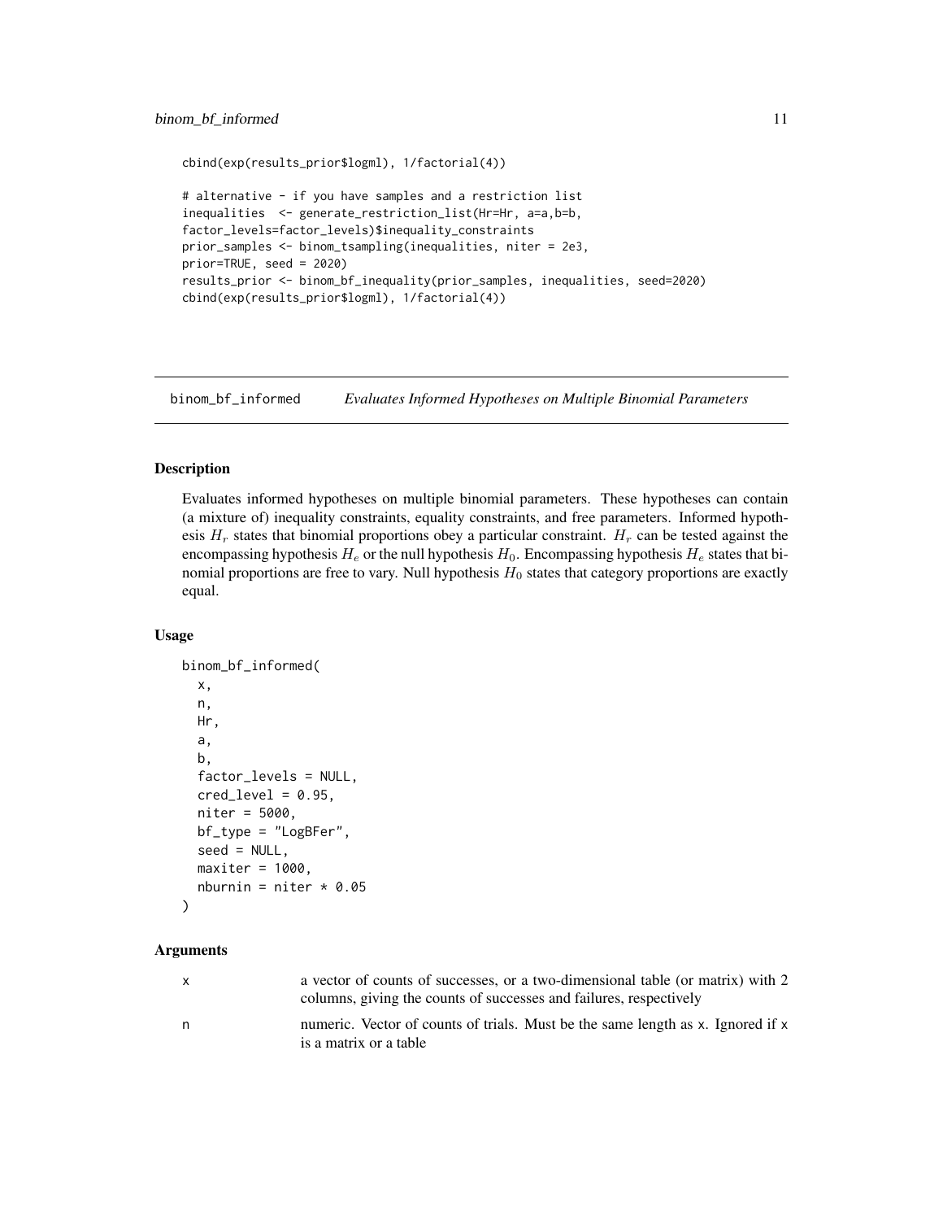```
cbind(exp(results_prior$logml), 1/factorial(4))

# alternative - if you have samples and a restriction list
inequalities  <- generate_restriction_list(Hr=Hr, a=a,b=b,
factor_levels=factor_levels)$inequality_constraints
prior_samples <- binom_tsampling(inequalities, niter = 2e3,
prior=TRUE, seed = 2020)
results_prior <- binom_bf_inequality(prior_samples, inequalities, seed=2020)
cbind(exp(results_prior$logml), 1/factorial(4))
```

---

## binom_bf_informed    *Evaluates Informed Hypotheses on Multiple Binomial Parameters*

---

### Description

Evaluates informed hypotheses on multiple binomial parameters. These hypotheses can contain (a mixture of) inequality constraints, equality constraints, and free parameters. Informed hypothesis $H_r$ states that binomial proportions obey a particular constraint. $H_r$ can be tested against the encompassing hypothesis $H_e$ or the null hypothesis $H_0$. Encompassing hypothesis $H_e$ states that binomial proportions are free to vary. Null hypothesis $H_0$ states that category proportions are exactly equal.

### Usage

```
binom_bf_informed(
  x,
  n,
  Hr,
  a,
  b,
  factor_levels = NULL,
  cred_level = 0.95,
  niter = 5000,
  bf_type = "LogBFer",
  seed = NULL,
  maxiter = 1000,
  nburnin = niter * 0.05
)
```

### Arguments

| | |
|---|---|
| x | a vector of counts of successes, or a two-dimensional table (or matrix) with 2 columns, giving the counts of successes and failures, respectively |
| n | numeric. Vector of counts of trials. Must be the same length as x. Ignored if x is a matrix or a table |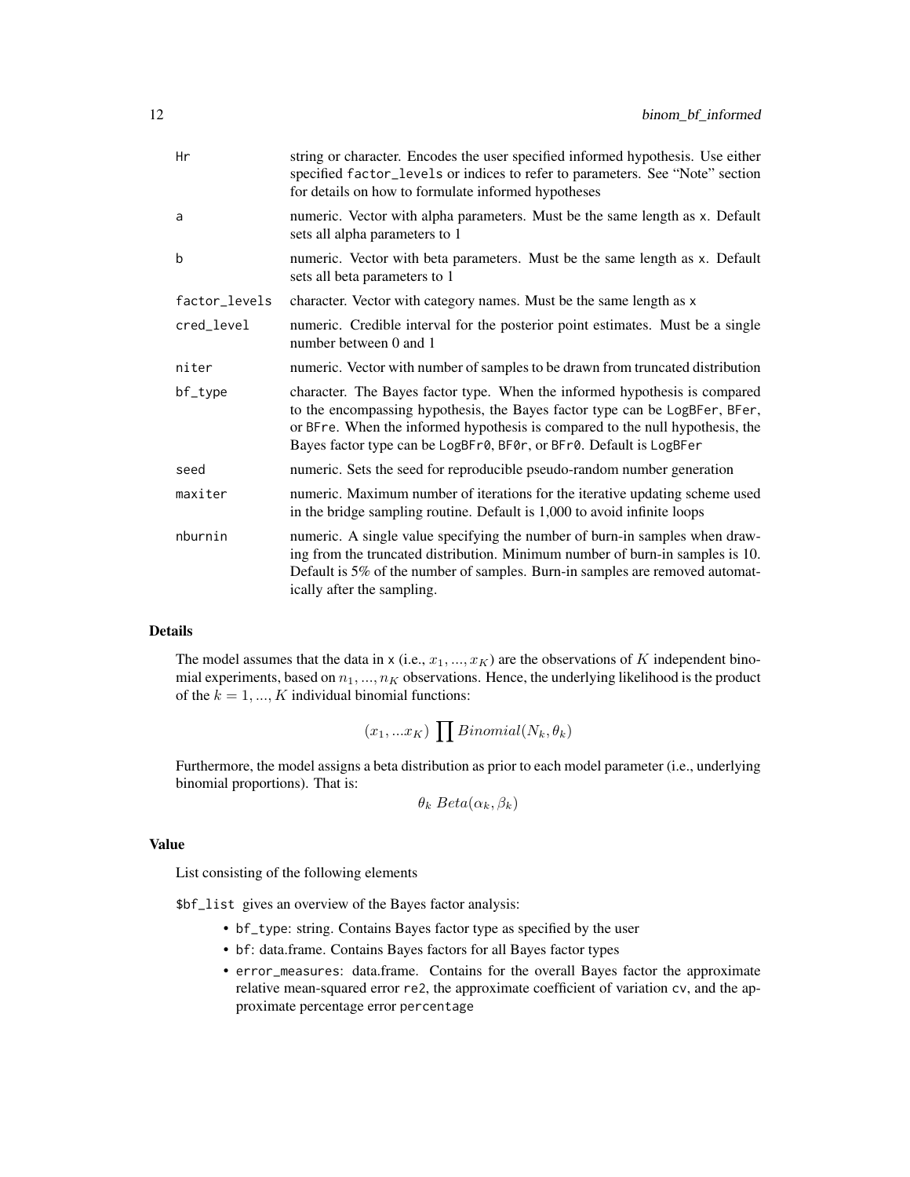| | |
|---|---|
| Hr | string or character. Encodes the user specified informed hypothesis. Use either specified `factor_levels` or indices to refer to parameters. See "Note" section for details on how to formulate informed hypotheses |
| a | numeric. Vector with alpha parameters. Must be the same length as `x`. Default sets all alpha parameters to 1 |
| b | numeric. Vector with beta parameters. Must be the same length as `x`. Default sets all beta parameters to 1 |
| factor_levels | character. Vector with category names. Must be the same length as `x` |
| cred_level | numeric. Credible interval for the posterior point estimates. Must be a single number between 0 and 1 |
| niter | numeric. Vector with number of samples to be drawn from truncated distribution |
| bf_type | character. The Bayes factor type. When the informed hypothesis is compared to the encompassing hypothesis, the Bayes factor type can be `LogBFer`, `BFer`, or `BFre`. When the informed hypothesis is compared to the null hypothesis, the Bayes factor type can be `LogBFr0`, `BF0r`, or `BFr0`. Default is `LogBFer` |
| seed | numeric. Sets the seed for reproducible pseudo-random number generation |
| maxiter | numeric. Maximum number of iterations for the iterative updating scheme used in the bridge sampling routine. Default is 1,000 to avoid infinite loops |
| nburnin | numeric. A single value specifying the number of burn-in samples when drawing from the truncated distribution. Minimum number of burn-in samples is 10. Default is 5% of the number of samples. Burn-in samples are removed automatically after the sampling. |

## Details

The model assumes that the data in `x` (i.e., $x_1, ..., x_K$) are the observations of $K$ independent binomial experiments, based on $n_1, ..., n_K$ observations. Hence, the underlying likelihood is the product of the $k = 1, ..., K$ individual binomial functions:

$$(x_1, ...x_K) \prod Binomial(N_k, \theta_k)$$

Furthermore, the model assigns a beta distribution as prior to each model parameter (i.e., underlying binomial proportions). That is:

$$\theta_k \; Beta(\alpha_k, \beta_k)$$

## Value

List consisting of the following elements

`$bf_list` gives an overview of the Bayes factor analysis:

- `bf_type`: string. Contains Bayes factor type as specified by the user
- `bf`: data.frame. Contains Bayes factors for all Bayes factor types
- `error_measures`: data.frame. Contains for the overall Bayes factor the approximate relative mean-squared error `re2`, the approximate coefficient of variation `cv`, and the approximate percentage error `percentage`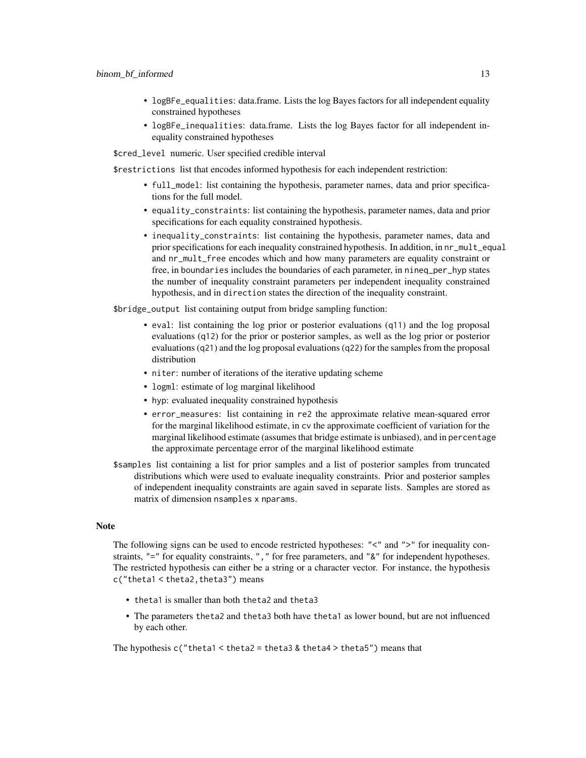- `logBFe_equalities`: data.frame. Lists the log Bayes factors for all independent equality constrained hypotheses
- `logBFe_inequalities`: data.frame. Lists the log Bayes factor for all independent inequality constrained hypotheses

`$cred_level` numeric. User specified credible interval

`$restrictions` list that encodes informed hypothesis for each independent restriction:

- `full_model`: list containing the hypothesis, parameter names, data and prior specifications for the full model.
- `equality_constraints`: list containing the hypothesis, parameter names, data and prior specifications for each equality constrained hypothesis.
- `inequality_constraints`: list containing the hypothesis, parameter names, data and prior specifications for each inequality constrained hypothesis. In addition, in `nr_mult_equal` and `nr_mult_free` encodes which and how many parameters are equality constraint or free, in `boundaries` includes the boundaries of each parameter, in `nineq_per_hyp` states the number of inequality constraint parameters per independent inequality constrained hypothesis, and in `direction` states the direction of the inequality constraint.

`$bridge_output` list containing output from bridge sampling function:

- `eval`: list containing the log prior or posterior evaluations (`q11`) and the log proposal evaluations (`q12`) for the prior or posterior samples, as well as the log prior or posterior evaluations (`q21`) and the log proposal evaluations (`q22`) for the samples from the proposal distribution
- `niter`: number of iterations of the iterative updating scheme
- `logml`: estimate of log marginal likelihood
- `hyp`: evaluated inequality constrained hypothesis
- `error_measures`: list containing in `re2` the approximate relative mean-squared error for the marginal likelihood estimate, in `cv` the approximate coefficient of variation for the marginal likelihood estimate (assumes that bridge estimate is unbiased), and in `percentage` the approximate percentage error of the marginal likelihood estimate

`$samples` list containing a list for prior samples and a list of posterior samples from truncated distributions which were used to evaluate inequality constraints. Prior and posterior samples of independent inequality constraints are again saved in separate lists. Samples are stored as matrix of dimension `nsamples x nparams`.

## Note

The following signs can be used to encode restricted hypotheses: `"<"` and `">"` for inequality constraints, `"="` for equality constraints, `","` for free parameters, and `"&"` for independent hypotheses. The restricted hypothesis can either be a string or a character vector. For instance, the hypothesis `c("theta1 < theta2, theta3")` means

- `theta1` is smaller than both `theta2` and `theta3`
- The parameters `theta2` and `theta3` both have `theta1` as lower bound, but are not influenced by each other.

The hypothesis `c("theta1 < theta2 = theta3 & theta4 > theta5")` means that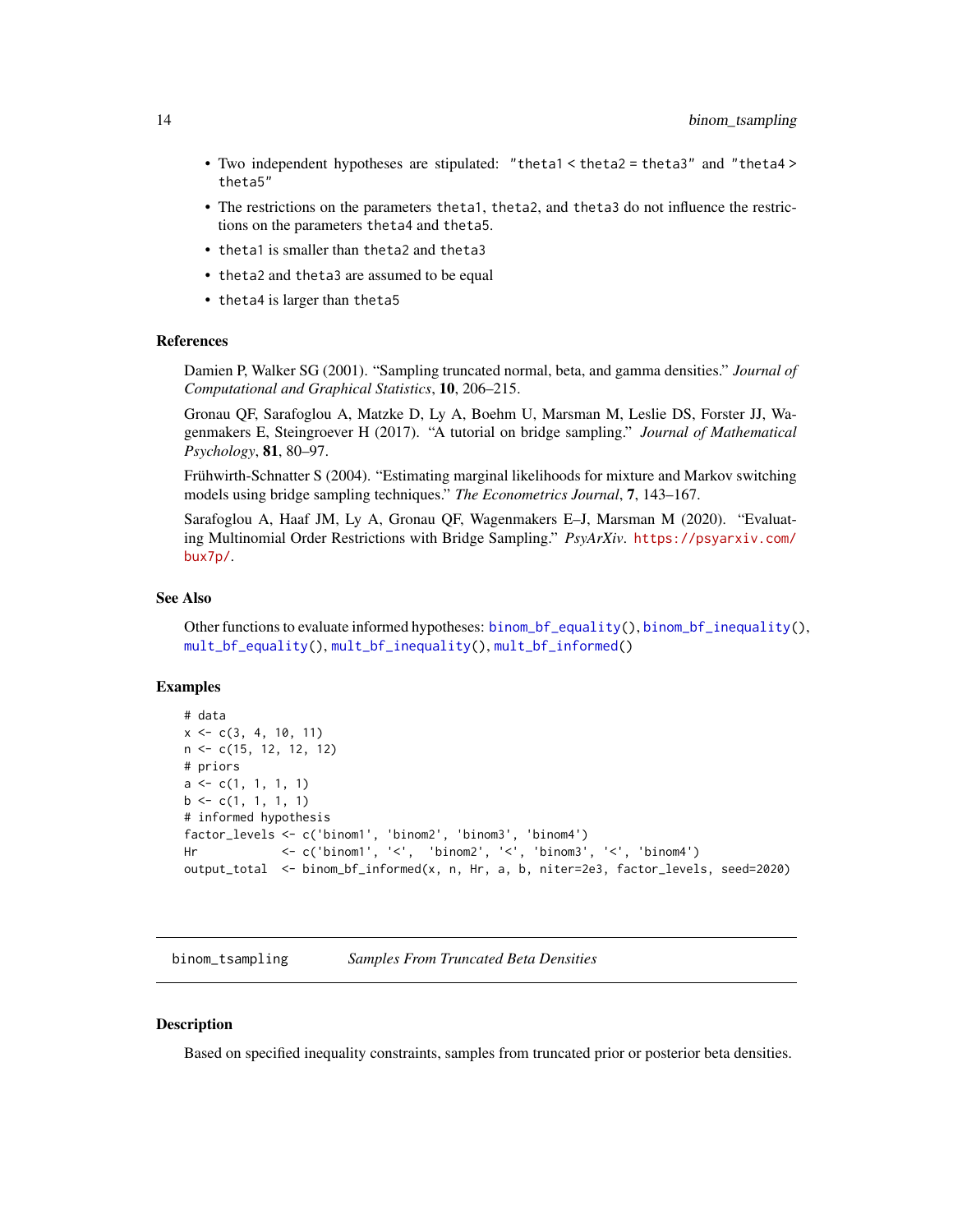- Two independent hypotheses are stipulated: `"theta1 < theta2 = theta3"` and `"theta4 > theta5"`
- The restrictions on the parameters `theta1`, `theta2`, and `theta3` do not influence the restrictions on the parameters `theta4` and `theta5`.
- `theta1` is smaller than `theta2` and `theta3`
- `theta2` and `theta3` are assumed to be equal
- `theta4` is larger than `theta5`

### References

Damien P, Walker SG (2001). "Sampling truncated normal, beta, and gamma densities." *Journal of Computational and Graphical Statistics*, **10**, 206–215.

Gronau QF, Sarafoglou A, Matzke D, Ly A, Boehm U, Marsman M, Leslie DS, Forster JJ, Wagenmakers E, Steingroever H (2017). "A tutorial on bridge sampling." *Journal of Mathematical Psychology*, **81**, 80–97.

Frühwirth-Schnatter S (2004). "Estimating marginal likelihoods for mixture and Markov switching models using bridge sampling techniques." *The Econometrics Journal*, **7**, 143–167.

Sarafoglou A, Haaf JM, Ly A, Gronau QF, Wagenmakers E–J, Marsman M (2020). "Evaluating Multinomial Order Restrictions with Bridge Sampling." *PsyArXiv*. https://psyarxiv.com/bux7p/.

### See Also

Other functions to evaluate informed hypotheses: `binom_bf_equality()`, `binom_bf_inequality()`, `mult_bf_equality()`, `mult_bf_inequality()`, `mult_bf_informed()`

### Examples

```
# data
x <- c(3, 4, 10, 11)
n <- c(15, 12, 12, 12)
# priors
a <- c(1, 1, 1, 1)
b <- c(1, 1, 1, 1)
# informed hypothesis
factor_levels <- c('binom1', 'binom2', 'binom3', 'binom4')
Hr            <- c('binom1', '<',  'binom2', '<', 'binom3', '<', 'binom4')
output_total  <- binom_bf_informed(x, n, Hr, a, b, niter=2e3, factor_levels, seed=2020)
```

---

## binom_tsampling — *Samples From Truncated Beta Densities*

### Description

Based on specified inequality constraints, samples from truncated prior or posterior beta densities.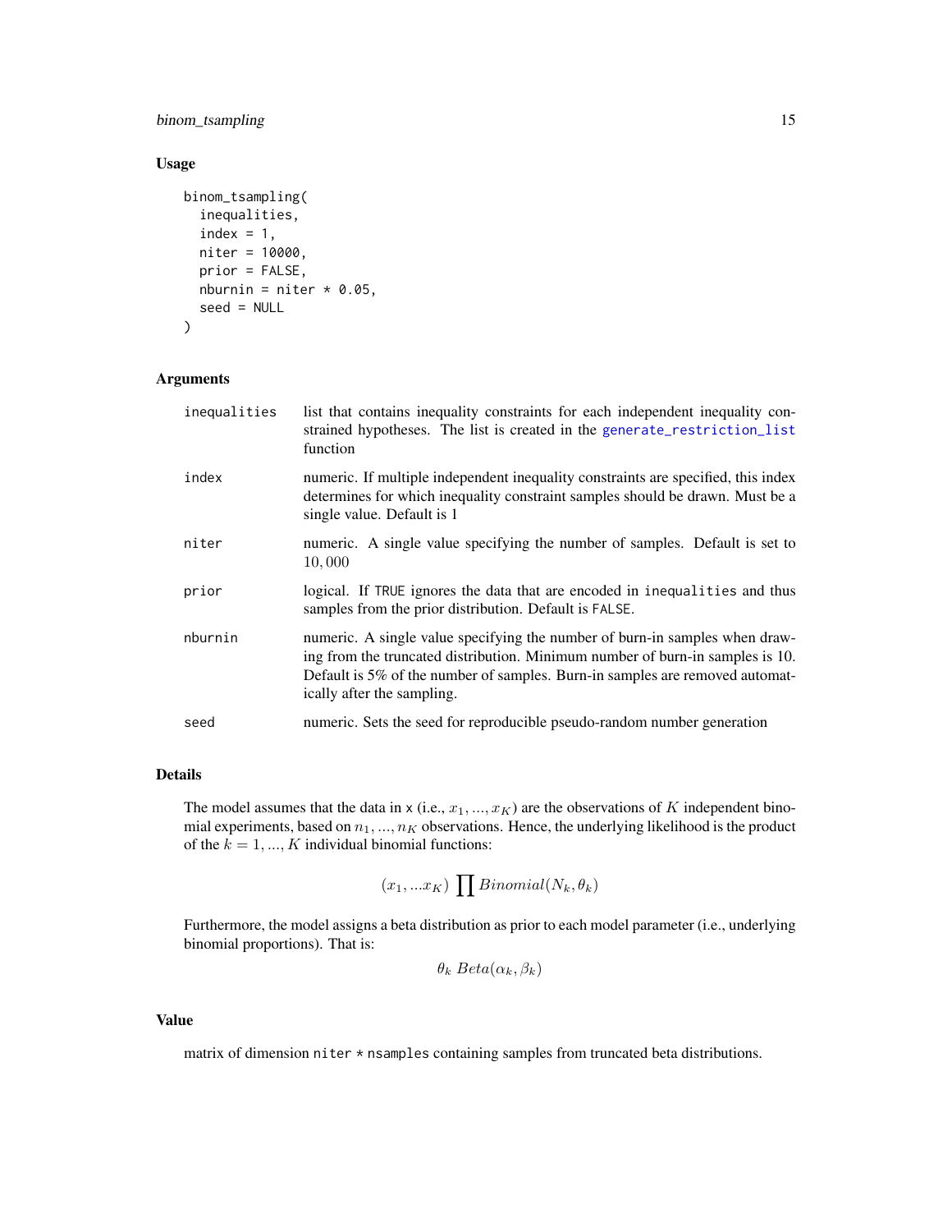### Usage

```
binom_tsampling(
  inequalities,
  index = 1,
  niter = 10000,
  prior = FALSE,
  nburnin = niter * 0.05,
  seed = NULL
)
```

### Arguments

| | |
|---|---|
| `inequalities` | list that contains inequality constraints for each independent inequality constrained hypotheses. The list is created in the `generate_restriction_list` function |
| `index` | numeric. If multiple independent inequality constraints are specified, this index determines for which inequality constraint samples should be drawn. Must be a single value. Default is 1 |
| `niter` | numeric. A single value specifying the number of samples. Default is set to $10,000$ |
| `prior` | logical. If `TRUE` ignores the data that are encoded in `inequalities` and thus samples from the prior distribution. Default is `FALSE`. |
| `nburnin` | numeric. A single value specifying the number of burn-in samples when drawing from the truncated distribution. Minimum number of burn-in samples is 10. Default is 5% of the number of samples. Burn-in samples are removed automatically after the sampling. |
| `seed` | numeric. Sets the seed for reproducible pseudo-random number generation |

### Details

The model assumes that the data in `x` (i.e., $x_1, ..., x_K$) are the observations of $K$ independent binomial experiments, based on $n_1, ..., n_K$ observations. Hence, the underlying likelihood is the product of the $k = 1, ..., K$ individual binomial functions:

$$(x_1, ...x_K) \prod Binomial(N_k, \theta_k)$$

Furthermore, the model assigns a beta distribution as prior to each model parameter (i.e., underlying binomial proportions). That is:

$$\theta_k \; Beta(\alpha_k, \beta_k)$$

### Value

matrix of dimension `niter * nsamples` containing samples from truncated beta distributions.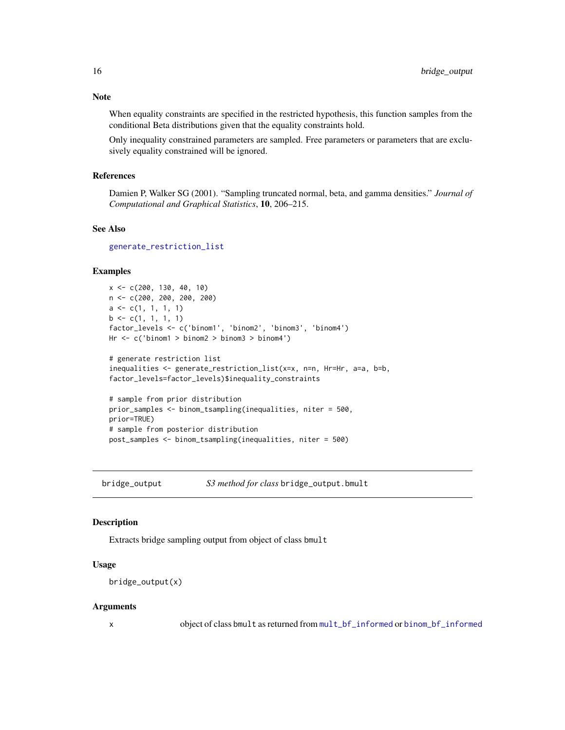## Note

When equality constraints are specified in the restricted hypothesis, this function samples from the conditional Beta distributions given that the equality constraints hold.

Only inequality constrained parameters are sampled. Free parameters or parameters that are exclusively equality constrained will be ignored.

## References

Damien P, Walker SG (2001). "Sampling truncated normal, beta, and gamma densities." *Journal of Computational and Graphical Statistics*, **10**, 206–215.

## See Also

generate_restriction_list

## Examples

```
x <- c(200, 130, 40, 10)
n <- c(200, 200, 200, 200)
a <- c(1, 1, 1, 1)
b <- c(1, 1, 1, 1)
factor_levels <- c('binom1', 'binom2', 'binom3', 'binom4')
Hr <- c('binom1 > binom2 > binom3 > binom4')

# generate restriction list
inequalities <- generate_restriction_list(x=x, n=n, Hr=Hr, a=a, b=b,
factor_levels=factor_levels)$inequality_constraints

# sample from prior distribution
prior_samples <- binom_tsampling(inequalities, niter = 500,
prior=TRUE)
# sample from posterior distribution
post_samples <- binom_tsampling(inequalities, niter = 500)
```

---

# bridge_output — *S3 method for class* bridge_output.bmult

## Description

Extracts bridge sampling output from object of class bmult

## Usage

```
bridge_output(x)
```

## Arguments

| | |
|---|---|
| x | object of class bmult as returned from mult_bf_informed or binom_bf_informed |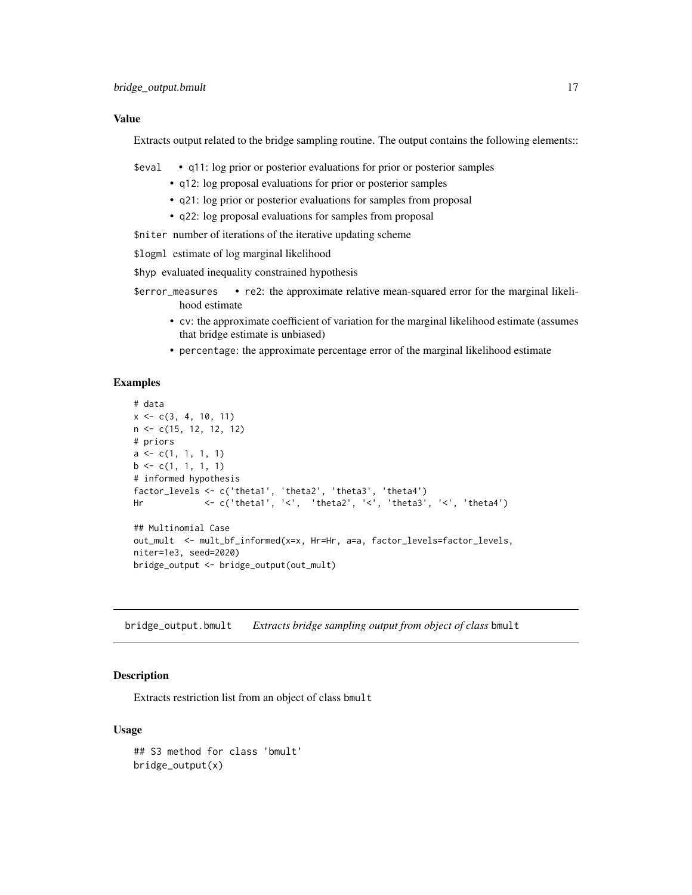### Value

Extracts output related to the bridge sampling routine. The output contains the following elements::

`$eval`
- `q11`: log prior or posterior evaluations for prior or posterior samples
- `q12`: log proposal evaluations for prior or posterior samples
- `q21`: log prior or posterior evaluations for samples from proposal
- `q22`: log proposal evaluations for samples from proposal

`$niter` number of iterations of the iterative updating scheme

`$logml` estimate of log marginal likelihood

`$hyp` evaluated inequality constrained hypothesis

`$error_measures`
- `re2`: the approximate relative mean-squared error for the marginal likelihood estimate
- `cv`: the approximate coefficient of variation for the marginal likelihood estimate (assumes that bridge estimate is unbiased)
- `percentage`: the approximate percentage error of the marginal likelihood estimate

### Examples

```
# data
x <- c(3, 4, 10, 11)
n <- c(15, 12, 12, 12)
# priors
a <- c(1, 1, 1, 1)
b <- c(1, 1, 1, 1)
# informed hypothesis
factor_levels <- c('theta1', 'theta2', 'theta3', 'theta4')
Hr            <- c('theta1', '<',  'theta2', '<', 'theta3', '<', 'theta4')

## Multinomial Case
out_mult  <- mult_bf_informed(x=x, Hr=Hr, a=a, factor_levels=factor_levels,
niter=1e3, seed=2020)
bridge_output <- bridge_output(out_mult)
```

---

## bridge_output.bmult    *Extracts bridge sampling output from object of class* bmult

### Description

Extracts restriction list from an object of class `bmult`

### Usage

```
## S3 method for class 'bmult'
bridge_output(x)
```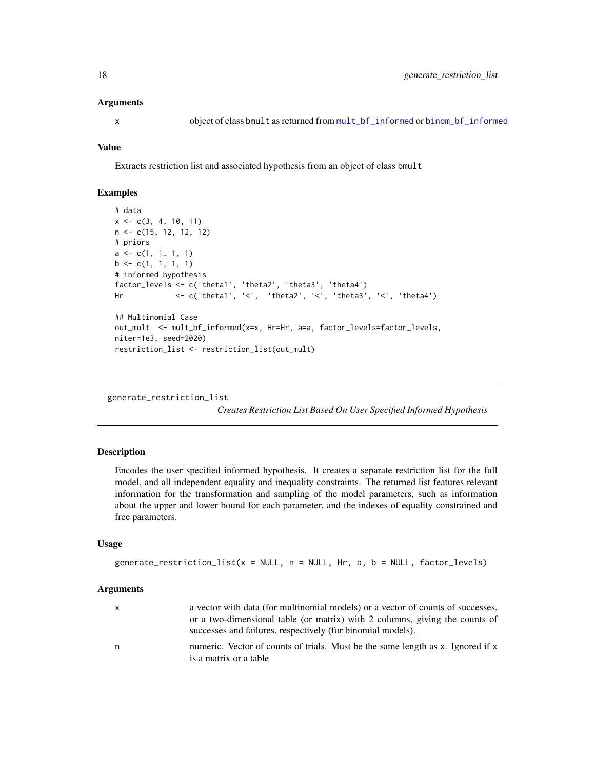### Arguments

x  object of class bmult as returned from mult_bf_informed or binom_bf_informed

### Value

Extracts restriction list and associated hypothesis from an object of class bmult

### Examples

```
# data
x <- c(3, 4, 10, 11)
n <- c(15, 12, 12, 12)
# priors
a <- c(1, 1, 1, 1)
b <- c(1, 1, 1, 1)
# informed hypothesis
factor_levels <- c('theta1', 'theta2', 'theta3', 'theta4')
Hr            <- c('theta1', '<',  'theta2', '<', 'theta3', '<', 'theta4')

## Multinomial Case
out_mult  <- mult_bf_informed(x=x, Hr=Hr, a=a, factor_levels=factor_levels,
niter=1e3, seed=2020)
restriction_list <- restriction_list(out_mult)
```

---

## generate_restriction_list

*Creates Restriction List Based On User Specified Informed Hypothesis*

---

### Description

Encodes the user specified informed hypothesis. It creates a separate restriction list for the full model, and all independent equality and inequality constraints. The returned list features relevant information for the transformation and sampling of the model parameters, such as information about the upper and lower bound for each parameter, and the indexes of equality constrained and free parameters.

### Usage

```
generate_restriction_list(x = NULL, n = NULL, Hr, a, b = NULL, factor_levels)
```

### Arguments

| | |
|---|---|
| x | a vector with data (for multinomial models) or a vector of counts of successes, or a two-dimensional table (or matrix) with 2 columns, giving the counts of successes and failures, respectively (for binomial models). |
| n | numeric. Vector of counts of trials. Must be the same length as x. Ignored if x is a matrix or a table |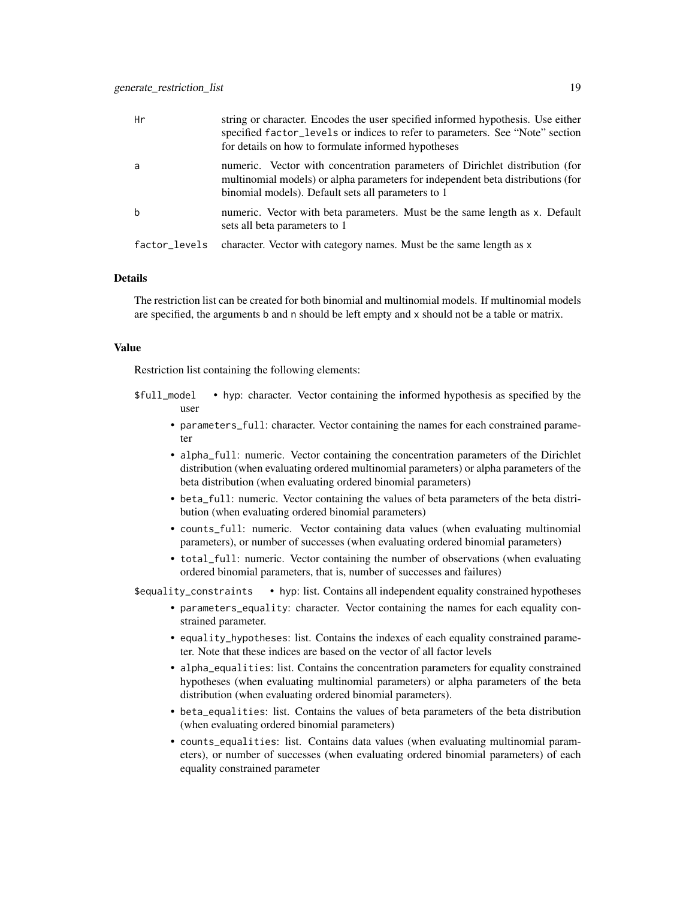| | |
|---|---|
| Hr | string or character. Encodes the user specified informed hypothesis. Use either specified `factor_levels` or indices to refer to parameters. See "Note" section for details on how to formulate informed hypotheses |
| a | numeric. Vector with concentration parameters of Dirichlet distribution (for multinomial models) or alpha parameters for independent beta distributions (for binomial models). Default sets all parameters to 1 |
| b | numeric. Vector with beta parameters. Must be the same length as `x`. Default sets all beta parameters to 1 |
| factor_levels | character. Vector with category names. Must be the same length as `x` |

### Details

The restriction list can be created for both binomial and multinomial models. If multinomial models are specified, the arguments `b` and `n` should be left empty and `x` should not be a table or matrix.

### Value

Restriction list containing the following elements:

`$full_model`

- `hyp`: character. Vector containing the informed hypothesis as specified by the user
- `parameters_full`: character. Vector containing the names for each constrained parameter
- `alpha_full`: numeric. Vector containing the concentration parameters of the Dirichlet distribution (when evaluating ordered multinomial parameters) or alpha parameters of the beta distribution (when evaluating ordered binomial parameters)
- `beta_full`: numeric. Vector containing the values of beta parameters of the beta distribution (when evaluating ordered binomial parameters)
- `counts_full`: numeric. Vector containing data values (when evaluating multinomial parameters), or number of successes (when evaluating ordered binomial parameters)
- `total_full`: numeric. Vector containing the number of observations (when evaluating ordered binomial parameters, that is, number of successes and failures)

`$equality_constraints`

- `hyp`: list. Contains all independent equality constrained hypotheses
- `parameters_equality`: character. Vector containing the names for each equality constrained parameter.
- `equality_hypotheses`: list. Contains the indexes of each equality constrained parameter. Note that these indices are based on the vector of all factor levels
- `alpha_equalities`: list. Contains the concentration parameters for equality constrained hypotheses (when evaluating multinomial parameters) or alpha parameters of the beta distribution (when evaluating ordered binomial parameters).
- `beta_equalities`: list. Contains the values of beta parameters of the beta distribution (when evaluating ordered binomial parameters)
- `counts_equalities`: list. Contains data values (when evaluating multinomial parameters), or number of successes (when evaluating ordered binomial parameters) of each equality constrained parameter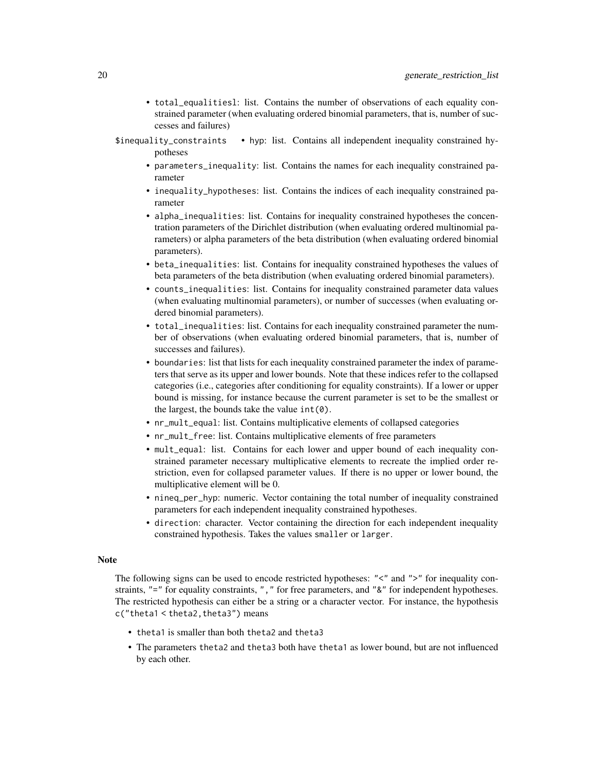- `total_equalitiesl`: list. Contains the number of observations of each equality constrained parameter (when evaluating ordered binomial parameters, that is, number of successes and failures)

`$inequality_constraints`

- `hyp`: list. Contains all independent inequality constrained hypotheses
- `parameters_inequality`: list. Contains the names for each inequality constrained parameter
- `inequality_hypotheses`: list. Contains the indices of each inequality constrained parameter
- `alpha_inequalities`: list. Contains for inequality constrained hypotheses the concentration parameters of the Dirichlet distribution (when evaluating ordered multinomial parameters) or alpha parameters of the beta distribution (when evaluating ordered binomial parameters).
- `beta_inequalities`: list. Contains for inequality constrained hypotheses the values of beta parameters of the beta distribution (when evaluating ordered binomial parameters).
- `counts_inequalities`: list. Contains for inequality constrained parameter data values (when evaluating multinomial parameters), or number of successes (when evaluating ordered binomial parameters).
- `total_inequalities`: list. Contains for each inequality constrained parameter the number of observations (when evaluating ordered binomial parameters, that is, number of successes and failures).
- `boundaries`: list that lists for each inequality constrained parameter the index of parameters that serve as its upper and lower bounds. Note that these indices refer to the collapsed categories (i.e., categories after conditioning for equality constraints). If a lower or upper bound is missing, for instance because the current parameter is set to be the smallest or the largest, the bounds take the value `int(0)`.
- `nr_mult_equal`: list. Contains multiplicative elements of collapsed categories
- `nr_mult_free`: list. Contains multiplicative elements of free parameters
- `mult_equal`: list. Contains for each lower and upper bound of each inequality constrained parameter necessary multiplicative elements to recreate the implied order restriction, even for collapsed parameter values. If there is no upper or lower bound, the multiplicative element will be 0.
- `nineq_per_hyp`: numeric. Vector containing the total number of inequality constrained parameters for each independent inequality constrained hypotheses.
- `direction`: character. Vector containing the direction for each independent inequality constrained hypothesis. Takes the values `smaller` or `larger`.

### Note

The following signs can be used to encode restricted hypotheses: `"<"` and `">"` for inequality constraints, `"="` for equality constraints, `","` for free parameters, and `"&"` for independent hypotheses. The restricted hypothesis can either be a string or a character vector. For instance, the hypothesis `c("theta1 < theta2, theta3")` means

- `theta1` is smaller than both `theta2` and `theta3`
- The parameters `theta2` and `theta3` both have `theta1` as lower bound, but are not influenced by each other.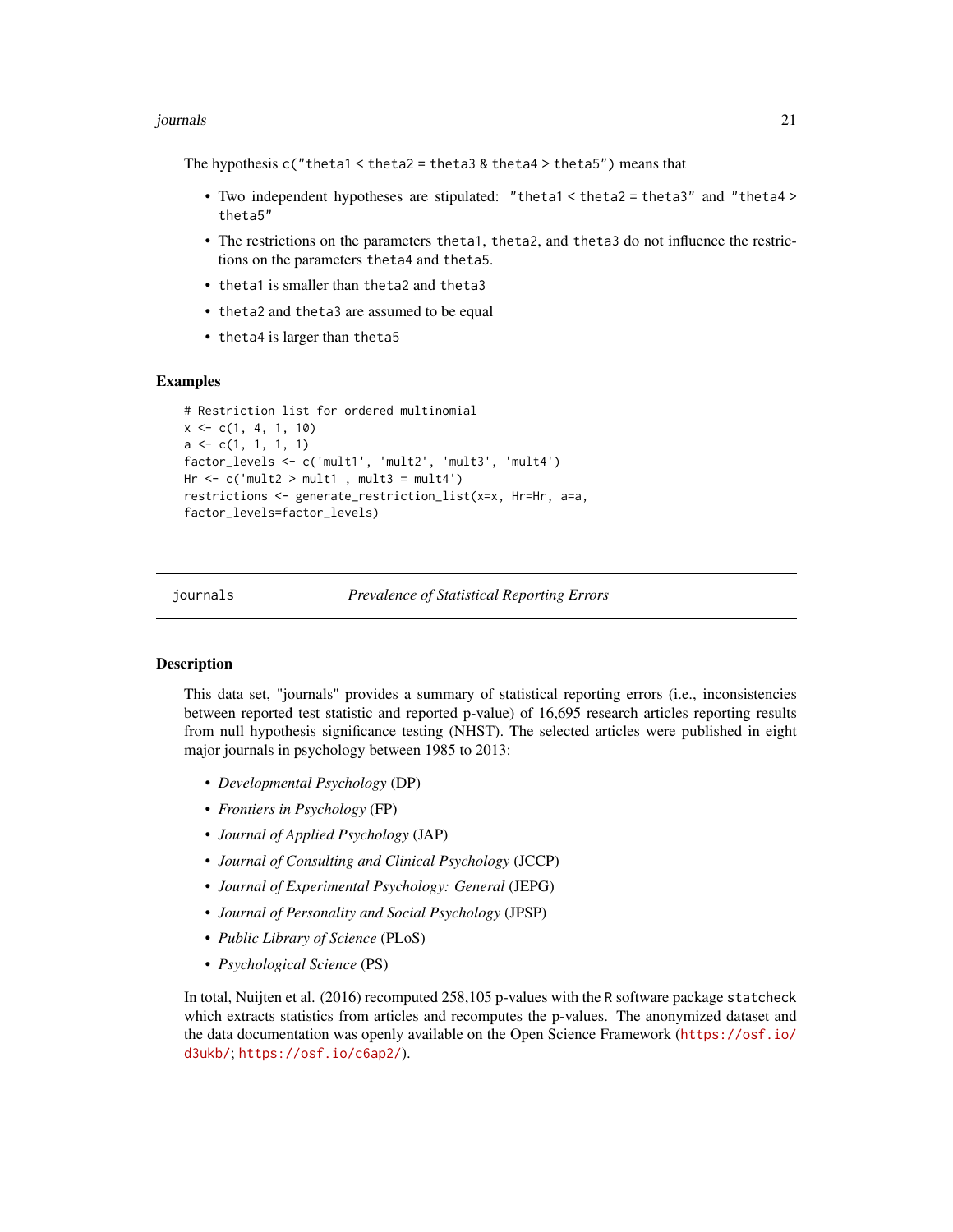The hypothesis `c("theta1 < theta2 = theta3 & theta4 > theta5")` means that

- Two independent hypotheses are stipulated: `"theta1 < theta2 = theta3"` and `"theta4 > theta5"`
- The restrictions on the parameters `theta1`, `theta2`, and `theta3` do not influence the restrictions on the parameters `theta4` and `theta5`.
- `theta1` is smaller than `theta2` and `theta3`
- `theta2` and `theta3` are assumed to be equal
- `theta4` is larger than `theta5`

### Examples

```
# Restriction list for ordered multinomial
x <- c(1, 4, 1, 10)
a <- c(1, 1, 1, 1)
factor_levels <- c('mult1', 'mult2', 'mult3', 'mult4')
Hr <- c('mult2 > mult1 , mult3 = mult4')
restrictions <- generate_restriction_list(x=x, Hr=Hr, a=a,
factor_levels=factor_levels)
```

---

## journals — *Prevalence of Statistical Reporting Errors*

---

### Description

This data set, "journals" provides a summary of statistical reporting errors (i.e., inconsistencies between reported test statistic and reported p-value) of 16,695 research articles reporting results from null hypothesis significance testing (NHST). The selected articles were published in eight major journals in psychology between 1985 to 2013:

- *Developmental Psychology* (DP)
- *Frontiers in Psychology* (FP)
- *Journal of Applied Psychology* (JAP)
- *Journal of Consulting and Clinical Psychology* (JCCP)
- *Journal of Experimental Psychology: General* (JEPG)
- *Journal of Personality and Social Psychology* (JPSP)
- *Public Library of Science* (PLoS)
- *Psychological Science* (PS)

In total, Nuijten et al. (2016) recomputed 258,105 p-values with the R software package `statcheck` which extracts statistics from articles and recomputes the p-values. The anonymized dataset and the data documentation was openly available on the Open Science Framework (https://osf.io/d3ukb/; https://osf.io/c6ap2/).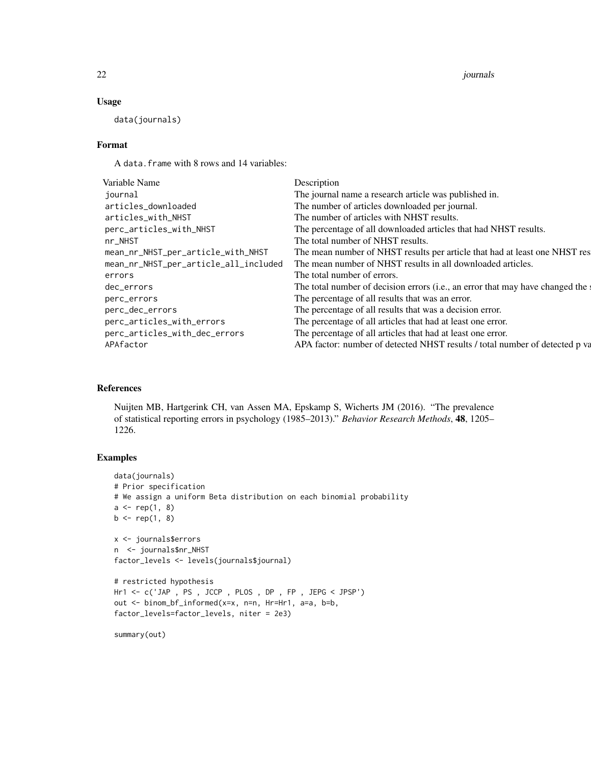### Usage

```
data(journals)
```

### Format

A data.frame with 8 rows and 14 variables:

| Variable Name | Description |
|---|---|
| journal | The journal name a research article was published in. |
| articles_downloaded | The number of articles downloaded per journal. |
| articles_with_NHST | The number of articles with NHST results. |
| perc_articles_with_NHST | The percentage of all downloaded articles that had NHST results. |
| nr_NHST | The total number of NHST results. |
| mean_nr_NHST_per_article_with_NHST | The mean number of NHST results per article that had at least one NHST res |
| mean_nr_NHST_per_article_all_included | The mean number of NHST results in all downloaded articles. |
| errors | The total number of errors. |
| dec_errors | The total number of decision errors (i.e., an error that may have changed the s |
| perc_errors | The percentage of all results that was an error. |
| perc_dec_errors | The percentage of all results that was a decision error. |
| perc_articles_with_errors | The percentage of all articles that had at least one error. |
| perc_articles_with_dec_errors | The percentage of all articles that had at least one error. |
| APAfactor | APA factor: number of detected NHST results / total number of detected p va |

### References

Nuijten MB, Hartgerink CH, van Assen MA, Epskamp S, Wicherts JM (2016). "The prevalence of statistical reporting errors in psychology (1985–2013)." *Behavior Research Methods*, **48**, 1205–1226.

### Examples

```
data(journals)
# Prior specification
# We assign a uniform Beta distribution on each binomial probability
a <- rep(1, 8)
b <- rep(1, 8)

x <- journals$errors
n  <- journals$nr_NHST
factor_levels <- levels(journals$journal)

# restricted hypothesis
Hr1 <- c('JAP , PS , JCCP , PLOS , DP , FP , JEPG < JPSP')
out <- binom_bf_informed(x=x, n=n, Hr=Hr1, a=a, b=b,
factor_levels=factor_levels, niter = 2e3)

summary(out)
```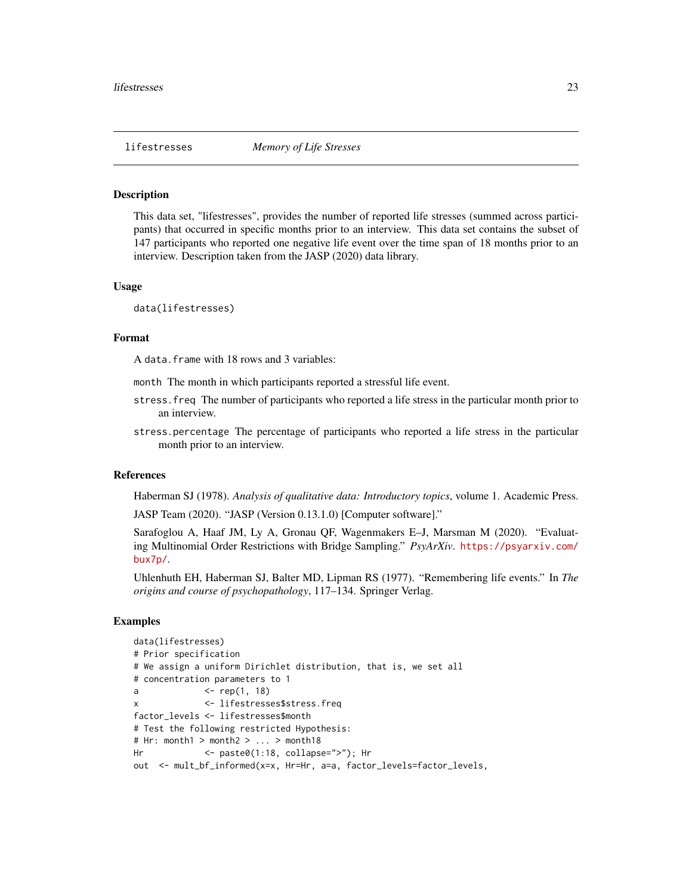## lifestresses — *Memory of Life Stresses*

### Description

This data set, "lifestresses", provides the number of reported life stresses (summed across participants) that occurred in specific months prior to an interview. This data set contains the subset of 147 participants who reported one negative life event over the time span of 18 months prior to an interview. Description taken from the JASP (2020) data library.

### Usage

```
data(lifestresses)
```

### Format

A `data.frame` with 18 rows and 3 variables:

- `month` The month in which participants reported a stressful life event.
- `stress.freq` The number of participants who reported a life stress in the particular month prior to an interview.
- `stress.percentage` The percentage of participants who reported a life stress in the particular month prior to an interview.

### References

Haberman SJ (1978). *Analysis of qualitative data: Introductory topics*, volume 1. Academic Press.

JASP Team (2020). "JASP (Version 0.13.1.0) [Computer software]."

Sarafoglou A, Haaf JM, Ly A, Gronau QF, Wagenmakers E–J, Marsman M (2020). "Evaluating Multinomial Order Restrictions with Bridge Sampling." *PsyArXiv*. https://psyarxiv.com/bux7p/.

Uhlenhuth EH, Haberman SJ, Balter MD, Lipman RS (1977). "Remembering life events." In *The origins and course of psychopathology*, 117–134. Springer Verlag.

### Examples

```
data(lifestresses)
# Prior specification
# We assign a uniform Dirichlet distribution, that is, we set all
# concentration parameters to 1
a             <- rep(1, 18)
x             <- lifestresses$stress.freq
factor_levels <- lifestresses$month
# Test the following restricted Hypothesis:
# Hr: month1 > month2 > ... > month18
Hr            <- paste0(1:18, collapse=">"); Hr
out  <- mult_bf_informed(x=x, Hr=Hr, a=a, factor_levels=factor_levels,
```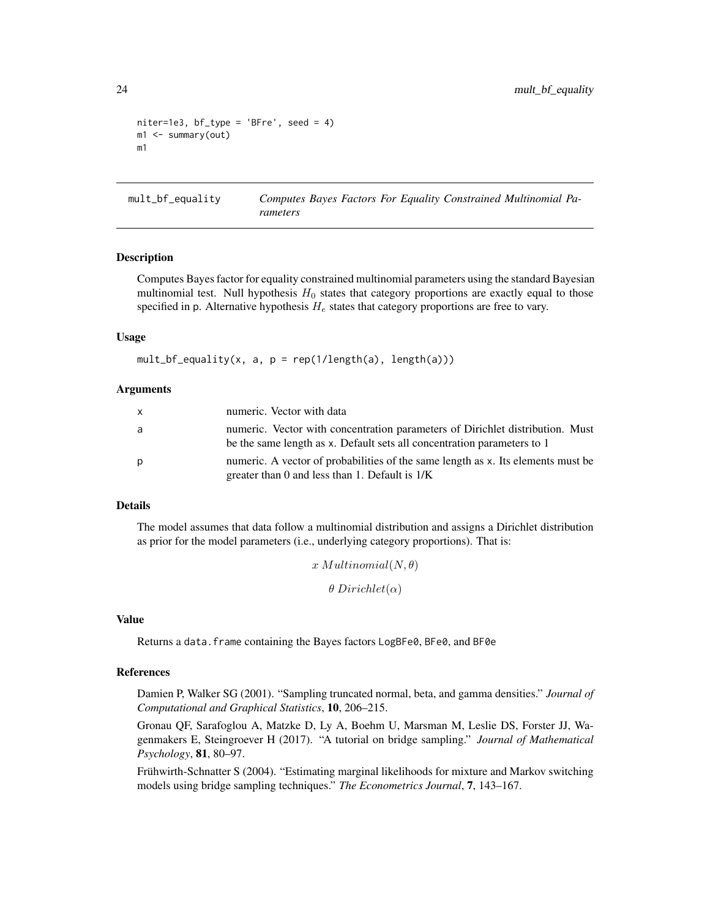```
niter=1e3, bf_type = 'BFre', seed = 4)
m1 <- summary(out)
m1
```

## mult_bf_equality — *Computes Bayes Factors For Equality Constrained Multinomial Parameters*

### Description

Computes Bayes factor for equality constrained multinomial parameters using the standard Bayesian multinomial test. Null hypothesis $H_0$ states that category proportions are exactly equal to those specified in p. Alternative hypothesis $H_e$ states that category proportions are free to vary.

### Usage

```
mult_bf_equality(x, a, p = rep(1/length(a), length(a)))
```

### Arguments

| | |
|---|---|
| x | numeric. Vector with data |
| a | numeric. Vector with concentration parameters of Dirichlet distribution. Must be the same length as x. Default sets all concentration parameters to 1 |
| p | numeric. A vector of probabilities of the same length as x. Its elements must be greater than 0 and less than 1. Default is 1/K |

### Details

The model assumes that data follow a multinomial distribution and assigns a Dirichlet distribution as prior for the model parameters (i.e., underlying category proportions). That is:

$$x\ Multinomial(N, \theta)$$

$$\theta\ Dirichlet(\alpha)$$

### Value

Returns a data.frame containing the Bayes factors LogBFe0, BFe0, and BF0e

### References

Damien P, Walker SG (2001). "Sampling truncated normal, beta, and gamma densities." *Journal of Computational and Graphical Statistics*, **10**, 206–215.

Gronau QF, Sarafoglou A, Matzke D, Ly A, Boehm U, Marsman M, Leslie DS, Forster JJ, Wagenmakers E, Steingroever H (2017). "A tutorial on bridge sampling." *Journal of Mathematical Psychology*, **81**, 80–97.

Frühwirth-Schnatter S (2004). "Estimating marginal likelihoods for mixture and Markov switching models using bridge sampling techniques." *The Econometrics Journal*, **7**, 143–167.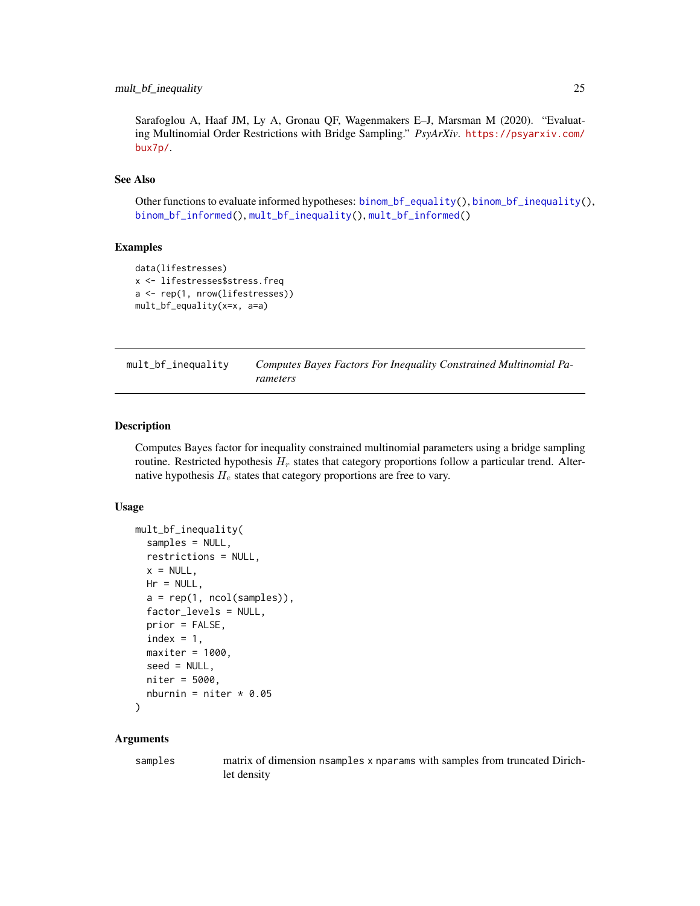Sarafoglou A, Haaf JM, Ly A, Gronau QF, Wagenmakers E–J, Marsman M (2020). "Evaluating Multinomial Order Restrictions with Bridge Sampling." *PsyArXiv*. https://psyarxiv.com/bux7p/.

## See Also

Other functions to evaluate informed hypotheses: binom_bf_equality(), binom_bf_inequality(), binom_bf_informed(), mult_bf_inequality(), mult_bf_informed()

## Examples

```
data(lifestresses)
x <- lifestresses$stress.freq
a <- rep(1, nrow(lifestresses))
mult_bf_equality(x=x, a=a)
```

---

# mult_bf_inequality — *Computes Bayes Factors For Inequality Constrained Multinomial Parameters*

---

## Description

Computes Bayes factor for inequality constrained multinomial parameters using a bridge sampling routine. Restricted hypothesis $H_r$ states that category proportions follow a particular trend. Alternative hypothesis $H_e$ states that category proportions are free to vary.

## Usage

```
mult_bf_inequality(
  samples = NULL,
  restrictions = NULL,
  x = NULL,
  Hr = NULL,
  a = rep(1, ncol(samples)),
  factor_levels = NULL,
  prior = FALSE,
  index = 1,
  maxiter = 1000,
  seed = NULL,
  niter = 5000,
  nburnin = niter * 0.05
)
```

## Arguments

| | |
|---|---|
| `samples` | matrix of dimension `nsamples` x `nparams` with samples from truncated Dirichlet density |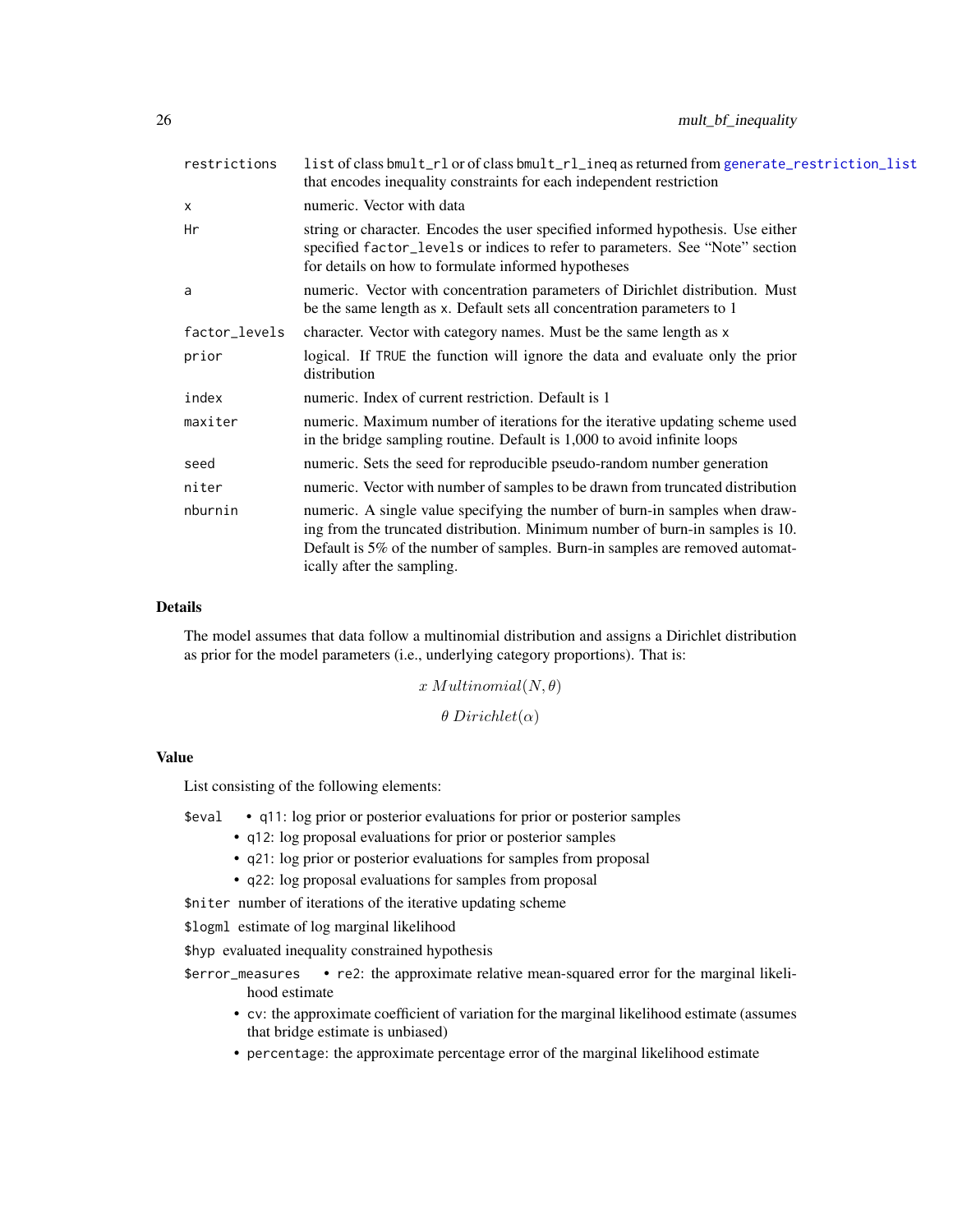| | |
|---|---|
| restrictions | list of class bmult_rl or of class bmult_rl_ineq as returned from generate_restriction_list that encodes inequality constraints for each independent restriction |
| x | numeric. Vector with data |
| Hr | string or character. Encodes the user specified informed hypothesis. Use either specified factor_levels or indices to refer to parameters. See "Note" section for details on how to formulate informed hypotheses |
| a | numeric. Vector with concentration parameters of Dirichlet distribution. Must be the same length as x. Default sets all concentration parameters to 1 |
| factor_levels | character. Vector with category names. Must be the same length as x |
| prior | logical. If TRUE the function will ignore the data and evaluate only the prior distribution |
| index | numeric. Index of current restriction. Default is 1 |
| maxiter | numeric. Maximum number of iterations for the iterative updating scheme used in the bridge sampling routine. Default is 1,000 to avoid infinite loops |
| seed | numeric. Sets the seed for reproducible pseudo-random number generation |
| niter | numeric. Vector with number of samples to be drawn from truncated distribution |
| nburnin | numeric. A single value specifying the number of burn-in samples when drawing from the truncated distribution. Minimum number of burn-in samples is 10. Default is 5% of the number of samples. Burn-in samples are removed automatically after the sampling. |

## Details

The model assumes that data follow a multinomial distribution and assigns a Dirichlet distribution as prior for the model parameters (i.e., underlying category proportions). That is:

$$x \; Multinomial(N, \theta)$$

$$\theta \; Dirichlet(\alpha)$$

## Value

List consisting of the following elements:

$eval
- q11: log prior or posterior evaluations for prior or posterior samples
- q12: log proposal evaluations for prior or posterior samples
- q21: log prior or posterior evaluations for samples from proposal
- q22: log proposal evaluations for samples from proposal

$niter number of iterations of the iterative updating scheme

$logml estimate of log marginal likelihood

$hyp evaluated inequality constrained hypothesis

$error_measures
- re2: the approximate relative mean-squared error for the marginal likelihood estimate
- cv: the approximate coefficient of variation for the marginal likelihood estimate (assumes that bridge estimate is unbiased)
- percentage: the approximate percentage error of the marginal likelihood estimate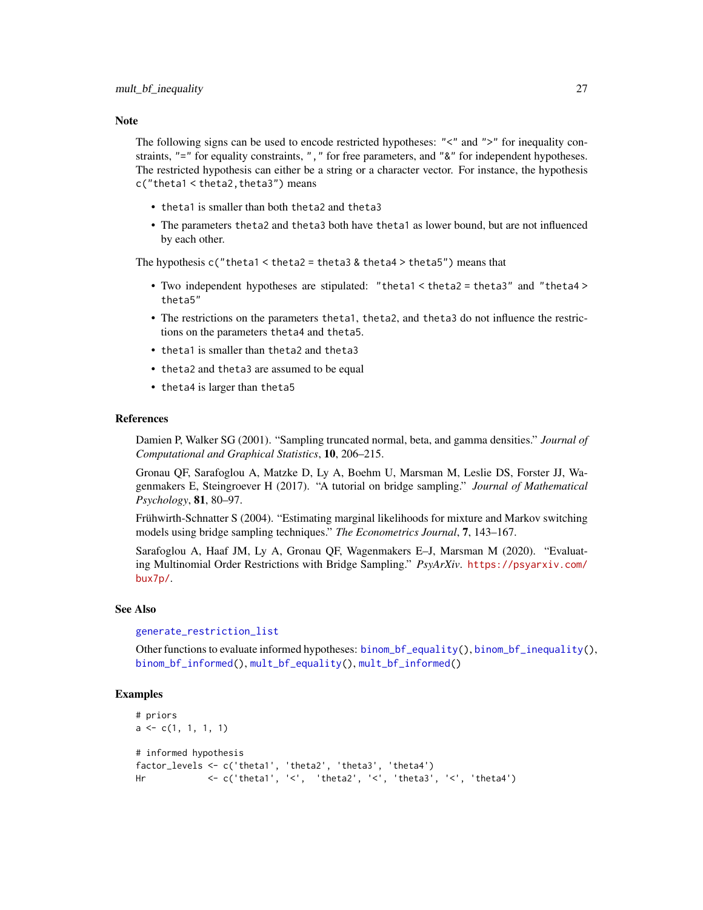## Note

The following signs can be used to encode restricted hypotheses: `"<"` and `">"` for inequality constraints, `"="` for equality constraints, `","` for free parameters, and `"&"` for independent hypotheses. The restricted hypothesis can either be a string or a character vector. For instance, the hypothesis `c("theta1 < theta2,theta3")` means

- `theta1` is smaller than both `theta2` and `theta3`
- The parameters `theta2` and `theta3` both have `theta1` as lower bound, but are not influenced by each other.

The hypothesis `c("theta1 < theta2 = theta3 & theta4 > theta5")` means that

- Two independent hypotheses are stipulated: `"theta1 < theta2 = theta3"` and `"theta4 > theta5"`
- The restrictions on the parameters `theta1`, `theta2`, and `theta3` do not influence the restrictions on the parameters `theta4` and `theta5`.
- `theta1` is smaller than `theta2` and `theta3`
- `theta2` and `theta3` are assumed to be equal
- `theta4` is larger than `theta5`

## References

Damien P, Walker SG (2001). "Sampling truncated normal, beta, and gamma densities." *Journal of Computational and Graphical Statistics*, **10**, 206–215.

Gronau QF, Sarafoglou A, Matzke D, Ly A, Boehm U, Marsman M, Leslie DS, Forster JJ, Wagenmakers E, Steingroever H (2017). "A tutorial on bridge sampling." *Journal of Mathematical Psychology*, **81**, 80–97.

Frühwirth-Schnatter S (2004). "Estimating marginal likelihoods for mixture and Markov switching models using bridge sampling techniques." *The Econometrics Journal*, **7**, 143–167.

Sarafoglou A, Haaf JM, Ly A, Gronau QF, Wagenmakers E–J, Marsman M (2020). "Evaluating Multinomial Order Restrictions with Bridge Sampling." *PsyArXiv*. https://psyarxiv.com/bux7p/.

## See Also

`generate_restriction_list`

Other functions to evaluate informed hypotheses: `binom_bf_equality()`, `binom_bf_inequality()`, `binom_bf_informed()`, `mult_bf_equality()`, `mult_bf_informed()`

## Examples

```
# priors
a <- c(1, 1, 1, 1)

# informed hypothesis
factor_levels <- c('theta1', 'theta2', 'theta3', 'theta4')
Hr            <- c('theta1', '<',  'theta2', '<', 'theta3', '<', 'theta4')
```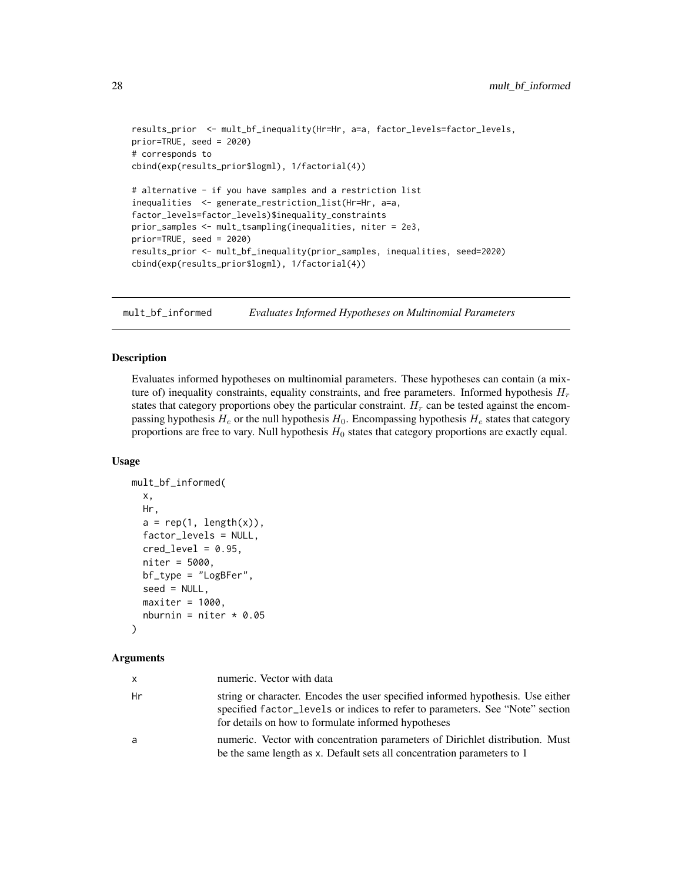```
results_prior  <- mult_bf_inequality(Hr=Hr, a=a, factor_levels=factor_levels,
prior=TRUE, seed = 2020)
# corresponds to
cbind(exp(results_prior$logml), 1/factorial(4))

# alternative - if you have samples and a restriction list
inequalities  <- generate_restriction_list(Hr=Hr, a=a,
factor_levels=factor_levels)$inequality_constraints
prior_samples <- mult_tsampling(inequalities, niter = 2e3,
prior=TRUE, seed = 2020)
results_prior <- mult_bf_inequality(prior_samples, inequalities, seed=2020)
cbind(exp(results_prior$logml), 1/factorial(4))
```

## mult_bf_informed    *Evaluates Informed Hypotheses on Multinomial Parameters*

### Description

Evaluates informed hypotheses on multinomial parameters. These hypotheses can contain (a mixture of) inequality constraints, equality constraints, and free parameters. Informed hypothesis $H_r$ states that category proportions obey the particular constraint. $H_r$ can be tested against the encompassing hypothesis $H_e$ or the null hypothesis $H_0$. Encompassing hypothesis $H_e$ states that category proportions are free to vary. Null hypothesis $H_0$ states that category proportions are exactly equal.

### Usage

```
mult_bf_informed(
  x,
  Hr,
  a = rep(1, length(x)),
  factor_levels = NULL,
  cred_level = 0.95,
  niter = 5000,
  bf_type = "LogBFer",
  seed = NULL,
  maxiter = 1000,
  nburnin = niter * 0.05
)
```

### Arguments

| | |
|---|---|
| x | numeric. Vector with data |
| Hr | string or character. Encodes the user specified informed hypothesis. Use either specified `factor_levels` or indices to refer to parameters. See "Note" section for details on how to formulate informed hypotheses |
| a | numeric. Vector with concentration parameters of Dirichlet distribution. Must be the same length as x. Default sets all concentration parameters to 1 |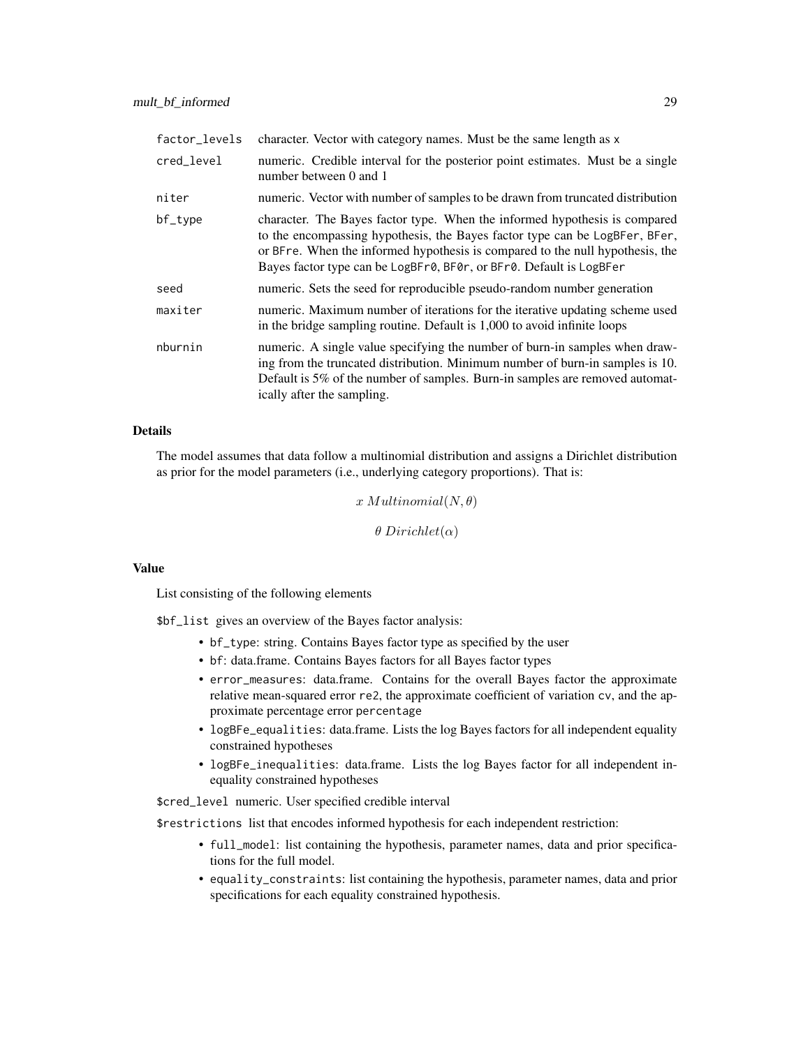| | |
|---|---|
| factor_levels | character. Vector with category names. Must be the same length as x |
| cred_level | numeric. Credible interval for the posterior point estimates. Must be a single number between 0 and 1 |
| niter | numeric. Vector with number of samples to be drawn from truncated distribution |
| bf_type | character. The Bayes factor type. When the informed hypothesis is compared to the encompassing hypothesis, the Bayes factor type can be LogBFer, BFer, or BFre. When the informed hypothesis is compared to the null hypothesis, the Bayes factor type can be LogBFr0, BF0r, or BFr0. Default is LogBFer |
| seed | numeric. Sets the seed for reproducible pseudo-random number generation |
| maxiter | numeric. Maximum number of iterations for the iterative updating scheme used in the bridge sampling routine. Default is 1,000 to avoid infinite loops |
| nburnin | numeric. A single value specifying the number of burn-in samples when drawing from the truncated distribution. Minimum number of burn-in samples is 10. Default is 5% of the number of samples. Burn-in samples are removed automatically after the sampling. |

### Details

The model assumes that data follow a multinomial distribution and assigns a Dirichlet distribution as prior for the model parameters (i.e., underlying category proportions). That is:

$$x \; Multinomial(N, \theta)$$

$$\theta \; Dirichlet(\alpha)$$

### Value

List consisting of the following elements

$bf_list gives an overview of the Bayes factor analysis:

- bf_type: string. Contains Bayes factor type as specified by the user
- bf: data.frame. Contains Bayes factors for all Bayes factor types
- error_measures: data.frame. Contains for the overall Bayes factor the approximate relative mean-squared error re2, the approximate coefficient of variation cv, and the approximate percentage error percentage
- logBFe_equalities: data.frame. Lists the log Bayes factors for all independent equality constrained hypotheses
- logBFe_inequalities: data.frame. Lists the log Bayes factor for all independent inequality constrained hypotheses

$cred_level numeric. User specified credible interval

$restrictions list that encodes informed hypothesis for each independent restriction:

- full_model: list containing the hypothesis, parameter names, data and prior specifications for the full model.
- equality_constraints: list containing the hypothesis, parameter names, data and prior specifications for each equality constrained hypothesis.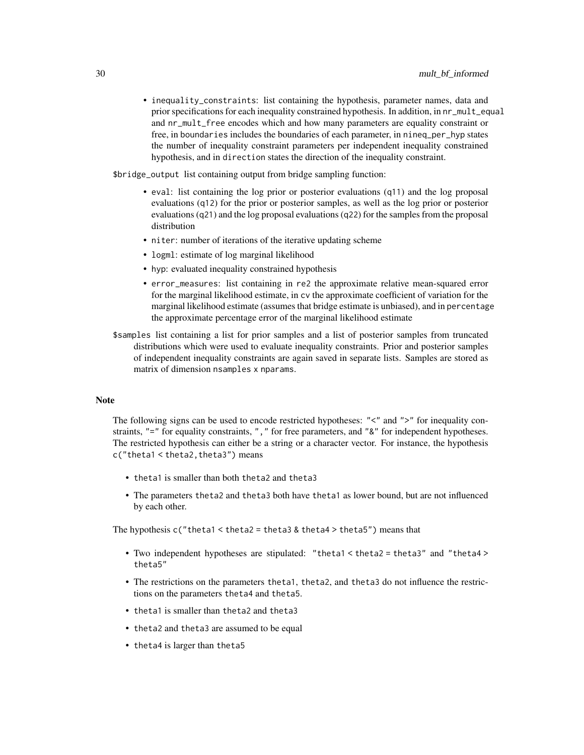- `inequality_constraints`: list containing the hypothesis, parameter names, data and prior specifications for each inequality constrained hypothesis. In addition, in `nr_mult_equal` and `nr_mult_free` encodes which and how many parameters are equality constraint or free, in `boundaries` includes the boundaries of each parameter, in `nineq_per_hyp` states the number of inequality constraint parameters per independent inequality constrained hypothesis, and in `direction` states the direction of the inequality constraint.

`$bridge_output` list containing output from bridge sampling function:

- `eval`: list containing the log prior or posterior evaluations (`q11`) and the log proposal evaluations (`q12`) for the prior or posterior samples, as well as the log prior or posterior evaluations (`q21`) and the log proposal evaluations (`q22`) for the samples from the proposal distribution
- `niter`: number of iterations of the iterative updating scheme
- `logml`: estimate of log marginal likelihood
- `hyp`: evaluated inequality constrained hypothesis
- `error_measures`: list containing in `re2` the approximate relative mean-squared error for the marginal likelihood estimate, in `cv` the approximate coefficient of variation for the marginal likelihood estimate (assumes that bridge estimate is unbiased), and in `percentage` the approximate percentage error of the marginal likelihood estimate

`$samples` list containing a list for prior samples and a list of posterior samples from truncated distributions which were used to evaluate inequality constraints. Prior and posterior samples of independent inequality constraints are again saved in separate lists. Samples are stored as matrix of dimension `nsamples x nparams`.

## Note

The following signs can be used to encode restricted hypotheses: `"<"` and `">"` for inequality constraints, `"="` for equality constraints, `","` for free parameters, and `"&"` for independent hypotheses. The restricted hypothesis can either be a string or a character vector. For instance, the hypothesis `c("theta1 < theta2,theta3")` means

- `theta1` is smaller than both `theta2` and `theta3`
- The parameters `theta2` and `theta3` both have `theta1` as lower bound, but are not influenced by each other.

The hypothesis `c("theta1 < theta2 = theta3 & theta4 > theta5")` means that

- Two independent hypotheses are stipulated: `"theta1 < theta2 = theta3"` and `"theta4 > theta5"`
- The restrictions on the parameters `theta1`, `theta2`, and `theta3` do not influence the restrictions on the parameters `theta4` and `theta5`.
- `theta1` is smaller than `theta2` and `theta3`
- `theta2` and `theta3` are assumed to be equal
- `theta4` is larger than `theta5`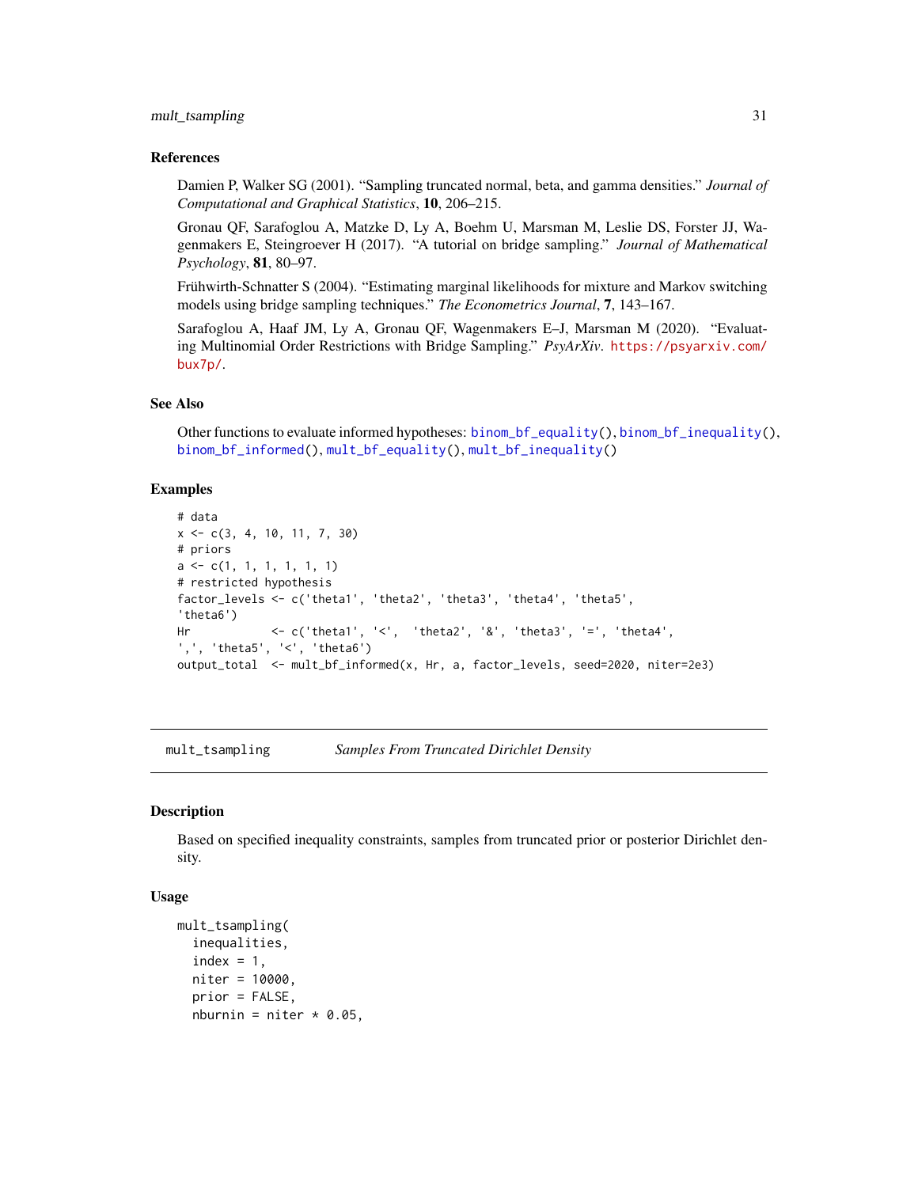### References

Damien P, Walker SG (2001). "Sampling truncated normal, beta, and gamma densities." *Journal of Computational and Graphical Statistics*, **10**, 206–215.

Gronau QF, Sarafoglou A, Matzke D, Ly A, Boehm U, Marsman M, Leslie DS, Forster JJ, Wagenmakers E, Steingroever H (2017). "A tutorial on bridge sampling." *Journal of Mathematical Psychology*, **81**, 80–97.

Frühwirth-Schnatter S (2004). "Estimating marginal likelihoods for mixture and Markov switching models using bridge sampling techniques." *The Econometrics Journal*, **7**, 143–167.

Sarafoglou A, Haaf JM, Ly A, Gronau QF, Wagenmakers E–J, Marsman M (2020). "Evaluating Multinomial Order Restrictions with Bridge Sampling." *PsyArXiv*. https://psyarxiv.com/bux7p/.

### See Also

Other functions to evaluate informed hypotheses: `binom_bf_equality()`, `binom_bf_inequality()`, `binom_bf_informed()`, `mult_bf_equality()`, `mult_bf_inequality()`

### Examples

```
# data
x <- c(3, 4, 10, 11, 7, 30)
# priors
a <- c(1, 1, 1, 1, 1, 1)
# restricted hypothesis
factor_levels <- c('theta1', 'theta2', 'theta3', 'theta4', 'theta5',
'theta6')
Hr            <- c('theta1', '<',  'theta2', '&', 'theta3', '=', 'theta4',
',', 'theta5', '<', 'theta6')
output_total  <- mult_bf_informed(x, Hr, a, factor_levels, seed=2020, niter=2e3)
```

---

## mult_tsampling &nbsp;&nbsp;&nbsp; *Samples From Truncated Dirichlet Density*

### Description

Based on specified inequality constraints, samples from truncated prior or posterior Dirichlet density.

### Usage

```
mult_tsampling(
  inequalities,
  index = 1,
  niter = 10000,
  prior = FALSE,
  nburnin = niter * 0.05,
```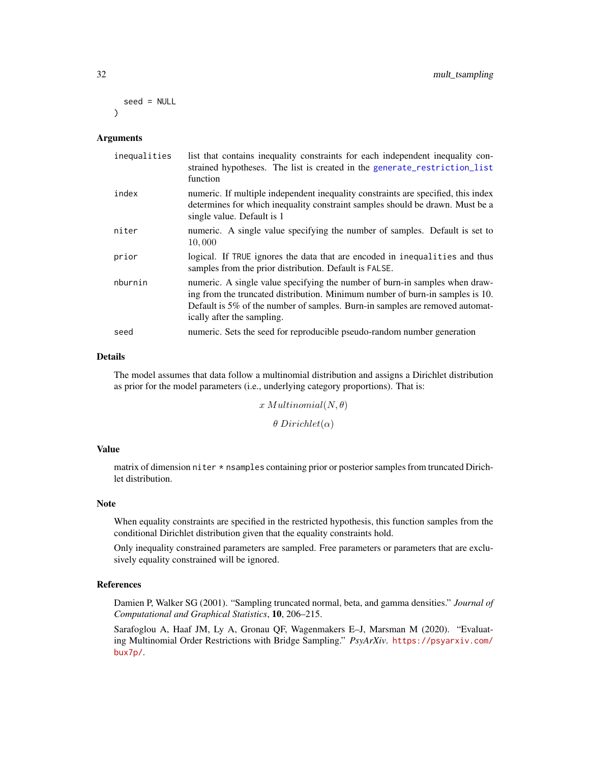```
  seed = NULL
)
```

## Arguments

| | |
|---|---|
| inequalities | list that contains inequality constraints for each independent inequality constrained hypotheses. The list is created in the generate_restriction_list function |
| index | numeric. If multiple independent inequality constraints are specified, this index determines for which inequality constraint samples should be drawn. Must be a single value. Default is 1 |
| niter | numeric. A single value specifying the number of samples. Default is set to $10,000$ |
| prior | logical. If TRUE ignores the data that are encoded in inequalities and thus samples from the prior distribution. Default is FALSE. |
| nburnin | numeric. A single value specifying the number of burn-in samples when drawing from the truncated distribution. Minimum number of burn-in samples is 10. Default is 5% of the number of samples. Burn-in samples are removed automatically after the sampling. |
| seed | numeric. Sets the seed for reproducible pseudo-random number generation |

## Details

The model assumes that data follow a multinomial distribution and assigns a Dirichlet distribution as prior for the model parameters (i.e., underlying category proportions). That is:

$$x \; Multinomial(N, \theta)$$

$$\theta \; Dirichlet(\alpha)$$

## Value

matrix of dimension niter * nsamples containing prior or posterior samples from truncated Dirichlet distribution.

## Note

When equality constraints are specified in the restricted hypothesis, this function samples from the conditional Dirichlet distribution given that the equality constraints hold.

Only inequality constrained parameters are sampled. Free parameters or parameters that are exclusively equality constrained will be ignored.

## References

Damien P, Walker SG (2001). "Sampling truncated normal, beta, and gamma densities." *Journal of Computational and Graphical Statistics*, **10**, 206–215.

Sarafoglou A, Haaf JM, Ly A, Gronau QF, Wagenmakers E–J, Marsman M (2020). "Evaluating Multinomial Order Restrictions with Bridge Sampling." *PsyArXiv*. https://psyarxiv.com/bux7p/.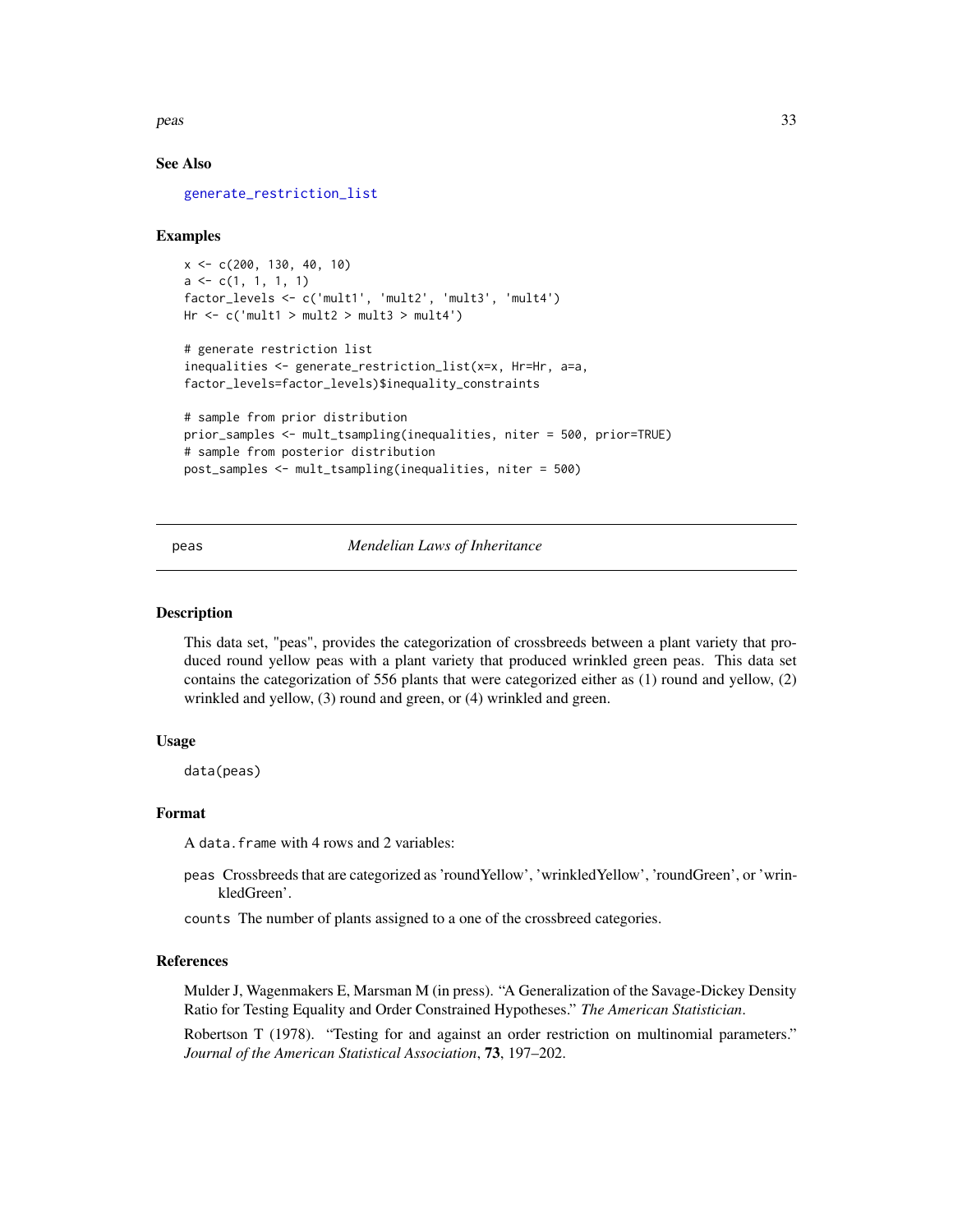### See Also

generate_restriction_list

### Examples

```
x <- c(200, 130, 40, 10)
a <- c(1, 1, 1, 1)
factor_levels <- c('mult1', 'mult2', 'mult3', 'mult4')
Hr <- c('mult1 > mult2 > mult3 > mult4')

# generate restriction list
inequalities <- generate_restriction_list(x=x, Hr=Hr, a=a,
factor_levels=factor_levels)$inequality_constraints

# sample from prior distribution
prior_samples <- mult_tsampling(inequalities, niter = 500, prior=TRUE)
# sample from posterior distribution
post_samples <- mult_tsampling(inequalities, niter = 500)
```

---

## peas *Mendelian Laws of Inheritance*

### Description

This data set, "peas", provides the categorization of crossbreeds between a plant variety that produced round yellow peas with a plant variety that produced wrinkled green peas. This data set contains the categorization of 556 plants that were categorized either as (1) round and yellow, (2) wrinkled and yellow, (3) round and green, or (4) wrinkled and green.

### Usage

```
data(peas)
```

### Format

A `data.frame` with 4 rows and 2 variables:

`peas` Crossbreeds that are categorized as 'roundYellow', 'wrinkledYellow', 'roundGreen', or 'wrinkledGreen'.

`counts` The number of plants assigned to a one of the crossbreed categories.

### References

Mulder J, Wagenmakers E, Marsman M (in press). "A Generalization of the Savage-Dickey Density Ratio for Testing Equality and Order Constrained Hypotheses." *The American Statistician*.

Robertson T (1978). "Testing for and against an order restriction on multinomial parameters." *Journal of the American Statistical Association*, **73**, 197–202.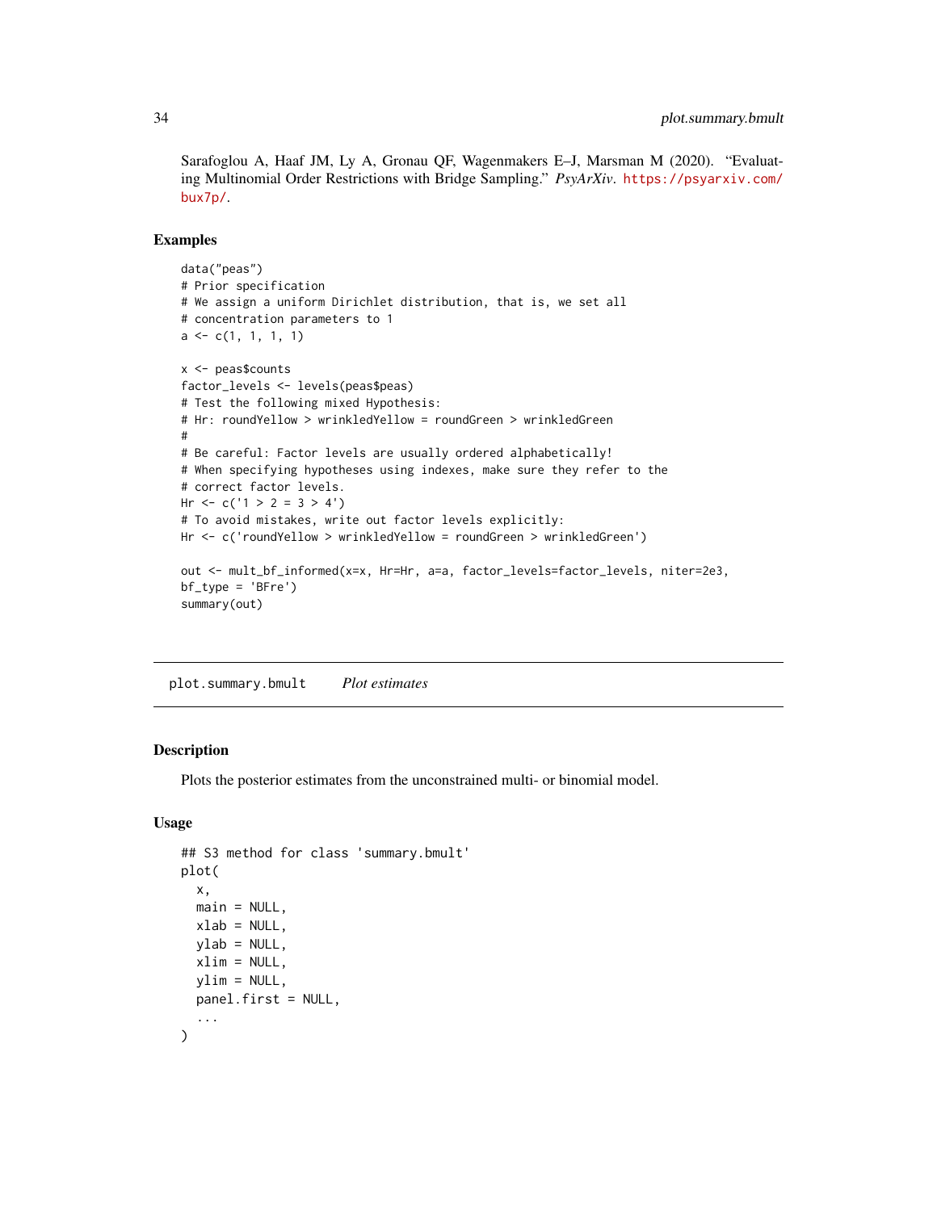Sarafoglou A, Haaf JM, Ly A, Gronau QF, Wagenmakers E–J, Marsman M (2020). "Evaluating Multinomial Order Restrictions with Bridge Sampling." *PsyArXiv*. https://psyarxiv.com/bux7p/.

### Examples

```
data("peas")
# Prior specification
# We assign a uniform Dirichlet distribution, that is, we set all
# concentration parameters to 1
a <- c(1, 1, 1, 1)

x <- peas$counts
factor_levels <- levels(peas$peas)
# Test the following mixed Hypothesis:
# Hr: roundYellow > wrinkledYellow = roundGreen > wrinkledGreen
#
# Be careful: Factor levels are usually ordered alphabetically!
# When specifying hypotheses using indexes, make sure they refer to the
# correct factor levels.
Hr <- c('1 > 2 = 3 > 4')
# To avoid mistakes, write out factor levels explicitly:
Hr <- c('roundYellow > wrinkledYellow = roundGreen > wrinkledGreen')

out <- mult_bf_informed(x=x, Hr=Hr, a=a, factor_levels=factor_levels, niter=2e3,
bf_type = 'BFre')
summary(out)
```

## plot.summary.bmult *Plot estimates*

### Description

Plots the posterior estimates from the unconstrained multi- or binomial model.

### Usage

```
## S3 method for class 'summary.bmult'
plot(
  x,
  main = NULL,
  xlab = NULL,
  ylab = NULL,
  xlim = NULL,
  ylim = NULL,
  panel.first = NULL,
  ...
)
```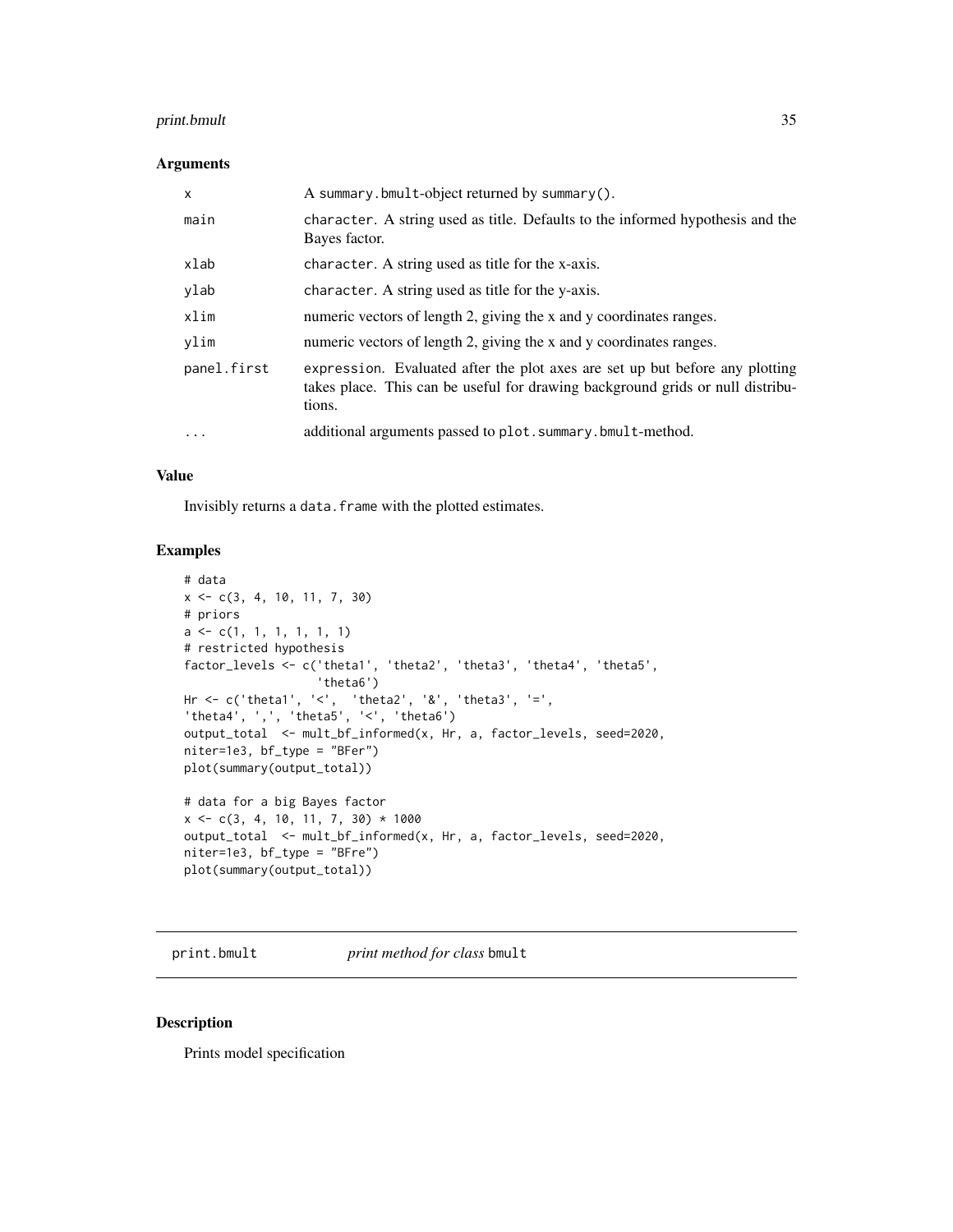### Arguments

| | |
|---|---|
| x | A summary.bmult-object returned by summary(). |
| main | character. A string used as title. Defaults to the informed hypothesis and the Bayes factor. |
| xlab | character. A string used as title for the x-axis. |
| ylab | character. A string used as title for the y-axis. |
| xlim | numeric vectors of length 2, giving the x and y coordinates ranges. |
| ylim | numeric vectors of length 2, giving the x and y coordinates ranges. |
| panel.first | expression. Evaluated after the plot axes are set up but before any plotting takes place. This can be useful for drawing background grids or null distributions. |
| ... | additional arguments passed to plot.summary.bmult-method. |

### Value

Invisibly returns a data.frame with the plotted estimates.

### Examples

```
# data
x <- c(3, 4, 10, 11, 7, 30)
# priors
a <- c(1, 1, 1, 1, 1, 1)
# restricted hypothesis
factor_levels <- c('theta1', 'theta2', 'theta3', 'theta4', 'theta5',
                   'theta6')
Hr <- c('theta1', '<',  'theta2', '&', 'theta3', '=',
'theta4', ',', 'theta5', '<', 'theta6')
output_total  <- mult_bf_informed(x, Hr, a, factor_levels, seed=2020,
niter=1e3, bf_type = "BFer")
plot(summary(output_total))

# data for a big Bayes factor
x <- c(3, 4, 10, 11, 7, 30) * 1000
output_total  <- mult_bf_informed(x, Hr, a, factor_levels, seed=2020,
niter=1e3, bf_type = "BFre")
plot(summary(output_total))
```

## print.bmult    *print method for class* bmult

### Description

Prints model specification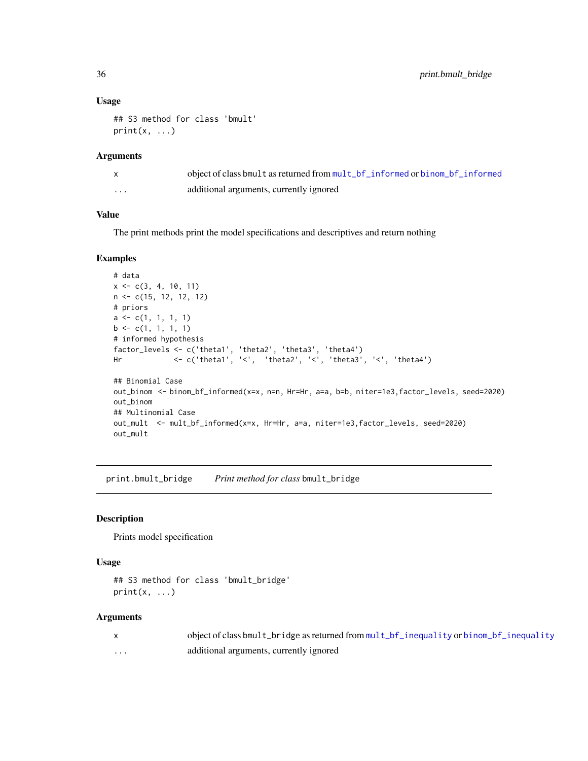### Usage

```
## S3 method for class 'bmult'
print(x, ...)
```

### Arguments

| | |
|---|---|
| x | object of class `bmult` as returned from `mult_bf_informed` or `binom_bf_informed` |
| ... | additional arguments, currently ignored |

### Value

The print methods print the model specifications and descriptives and return nothing

### Examples

```
# data
x <- c(3, 4, 10, 11)
n <- c(15, 12, 12, 12)
# priors
a <- c(1, 1, 1, 1)
b <- c(1, 1, 1, 1)
# informed hypothesis
factor_levels <- c('theta1', 'theta2', 'theta3', 'theta4')
Hr            <- c('theta1', '<',  'theta2', '<', 'theta3', '<', 'theta4')

## Binomial Case
out_binom  <- binom_bf_informed(x=x, n=n, Hr=Hr, a=a, b=b, niter=1e3,factor_levels, seed=2020)
out_binom
## Multinomial Case
out_mult  <- mult_bf_informed(x=x, Hr=Hr, a=a, niter=1e3,factor_levels, seed=2020)
out_mult
```

---

## print.bmult_bridge — *Print method for class* `bmult_bridge`

### Description

Prints model specification

### Usage

```
## S3 method for class 'bmult_bridge'
print(x, ...)
```

### Arguments

| | |
|---|---|
| x | object of class `bmult_bridge` as returned from `mult_bf_inequality` or `binom_bf_inequality` |
| ... | additional arguments, currently ignored |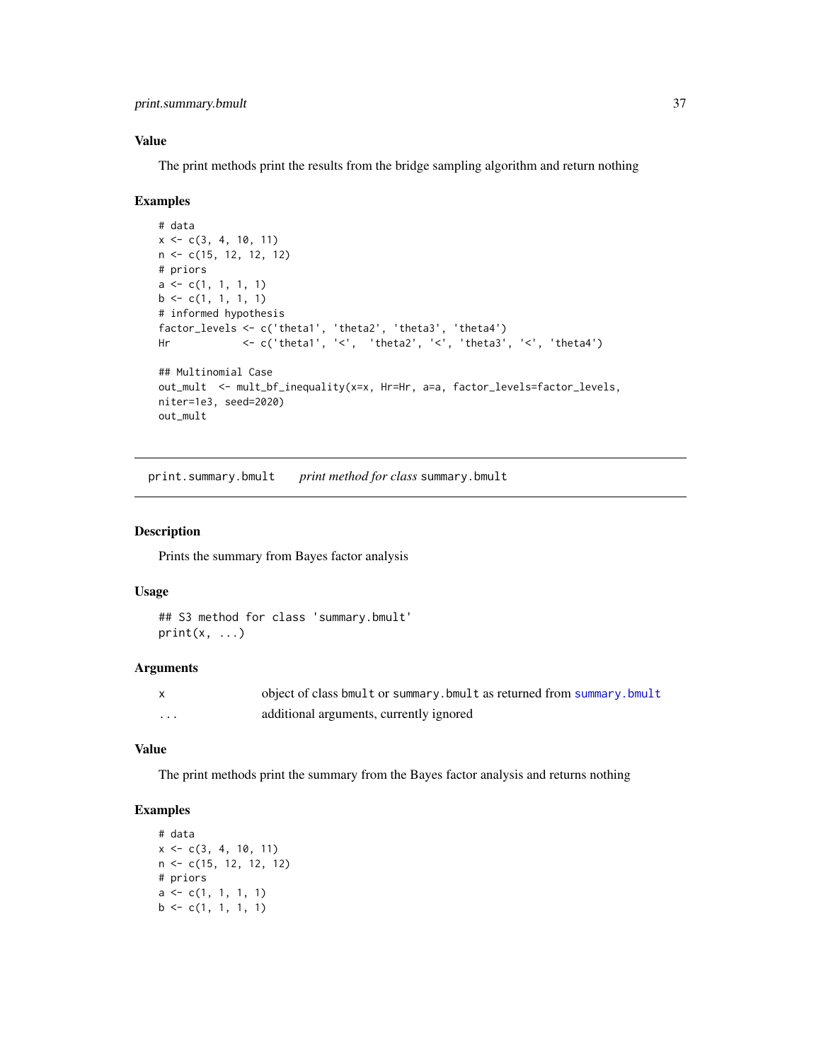### Value

The print methods print the results from the bridge sampling algorithm and return nothing

### Examples

```
# data
x <- c(3, 4, 10, 11)
n <- c(15, 12, 12, 12)
# priors
a <- c(1, 1, 1, 1)
b <- c(1, 1, 1, 1)
# informed hypothesis
factor_levels <- c('theta1', 'theta2', 'theta3', 'theta4')
Hr            <- c('theta1', '<',  'theta2', '<', 'theta3', '<', 'theta4')

## Multinomial Case
out_mult  <- mult_bf_inequality(x=x, Hr=Hr, a=a, factor_levels=factor_levels,
niter=1e3, seed=2020)
out_mult
```

---

## print.summary.bmult *print method for class* summary.bmult

---

### Description

Prints the summary from Bayes factor analysis

### Usage

```
## S3 method for class 'summary.bmult'
print(x, ...)
```

### Arguments

| | |
|---|---|
| x | object of class bmult or summary.bmult as returned from summary.bmult |
| ... | additional arguments, currently ignored |

### Value

The print methods print the summary from the Bayes factor analysis and returns nothing

### Examples

```
# data
x <- c(3, 4, 10, 11)
n <- c(15, 12, 12, 12)
# priors
a <- c(1, 1, 1, 1)
b <- c(1, 1, 1, 1)
```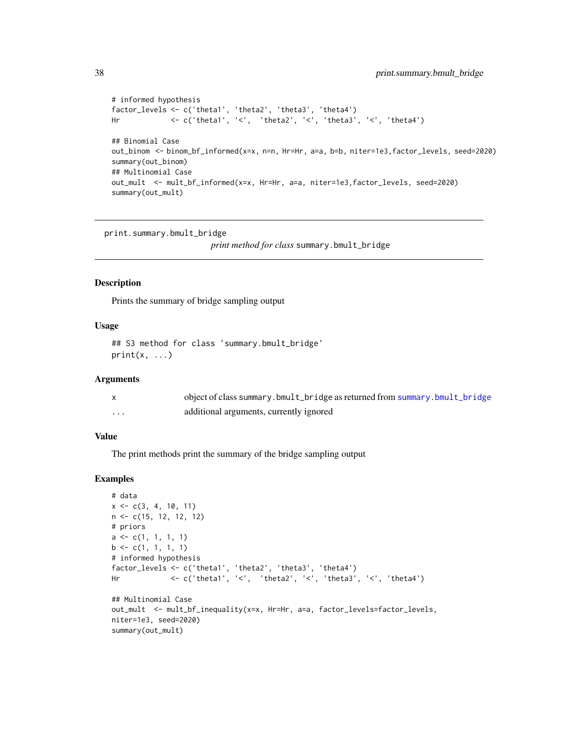```
# informed hypothesis
factor_levels <- c('theta1', 'theta2', 'theta3', 'theta4')
Hr            <- c('theta1', '<',  'theta2', '<', 'theta3', '<', 'theta4')

## Binomial Case
out_binom  <- binom_bf_informed(x=x, n=n, Hr=Hr, a=a, b=b, niter=1e3,factor_levels, seed=2020)
summary(out_binom)
## Multinomial Case
out_mult  <- mult_bf_informed(x=x, Hr=Hr, a=a, niter=1e3,factor_levels, seed=2020)
summary(out_mult)
```

---

print.summary.bmult_bridge    *print method for class* summary.bmult_bridge

---

### Description

Prints the summary of bridge sampling output

### Usage

```
## S3 method for class 'summary.bmult_bridge'
print(x, ...)
```

### Arguments

| | |
|---|---|
| x | object of class summary.bmult_bridge as returned from summary.bmult_bridge |
| ... | additional arguments, currently ignored |

### Value

The print methods print the summary of the bridge sampling output

### Examples

```
# data
x <- c(3, 4, 10, 11)
n <- c(15, 12, 12, 12)
# priors
a <- c(1, 1, 1, 1)
b <- c(1, 1, 1, 1)
# informed hypothesis
factor_levels <- c('theta1', 'theta2', 'theta3', 'theta4')
Hr            <- c('theta1', '<',  'theta2', '<', 'theta3', '<', 'theta4')

## Multinomial Case
out_mult  <- mult_bf_inequality(x=x, Hr=Hr, a=a, factor_levels=factor_levels,
niter=1e3, seed=2020)
summary(out_mult)
```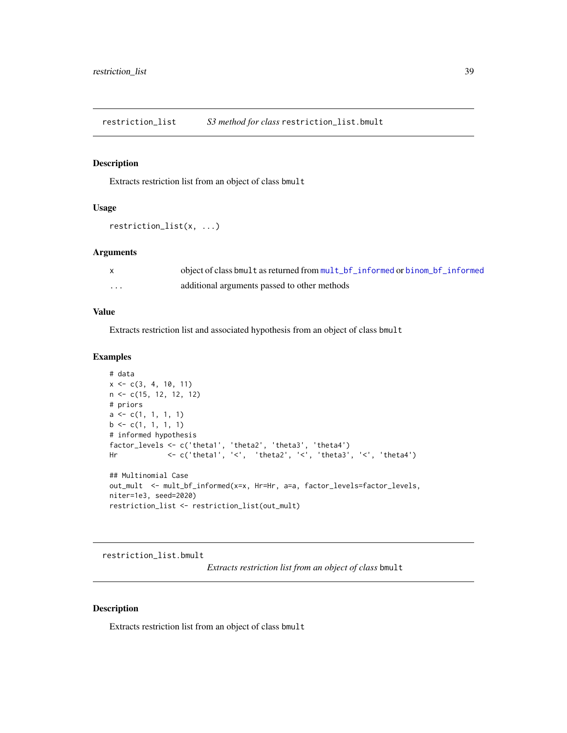## restriction_list — *S3 method for class* `restriction_list.bmult`

### Description

Extracts restriction list from an object of class `bmult`

### Usage

```
restriction_list(x, ...)
```

### Arguments

| | |
|---|---|
| x | object of class `bmult` as returned from `mult_bf_informed` or `binom_bf_informed` |
| ... | additional arguments passed to other methods |

### Value

Extracts restriction list and associated hypothesis from an object of class `bmult`

### Examples

```
# data
x <- c(3, 4, 10, 11)
n <- c(15, 12, 12, 12)
# priors
a <- c(1, 1, 1, 1)
b <- c(1, 1, 1, 1)
# informed hypothesis
factor_levels <- c('theta1', 'theta2', 'theta3', 'theta4')
Hr            <- c('theta1', '<',  'theta2', '<', 'theta3', '<', 'theta4')

## Multinomial Case
out_mult  <- mult_bf_informed(x=x, Hr=Hr, a=a, factor_levels=factor_levels,
niter=1e3, seed=2020)
restriction_list <- restriction_list(out_mult)
```

## restriction_list.bmult — *Extracts restriction list from an object of class* `bmult`

### Description

Extracts restriction list from an object of class `bmult`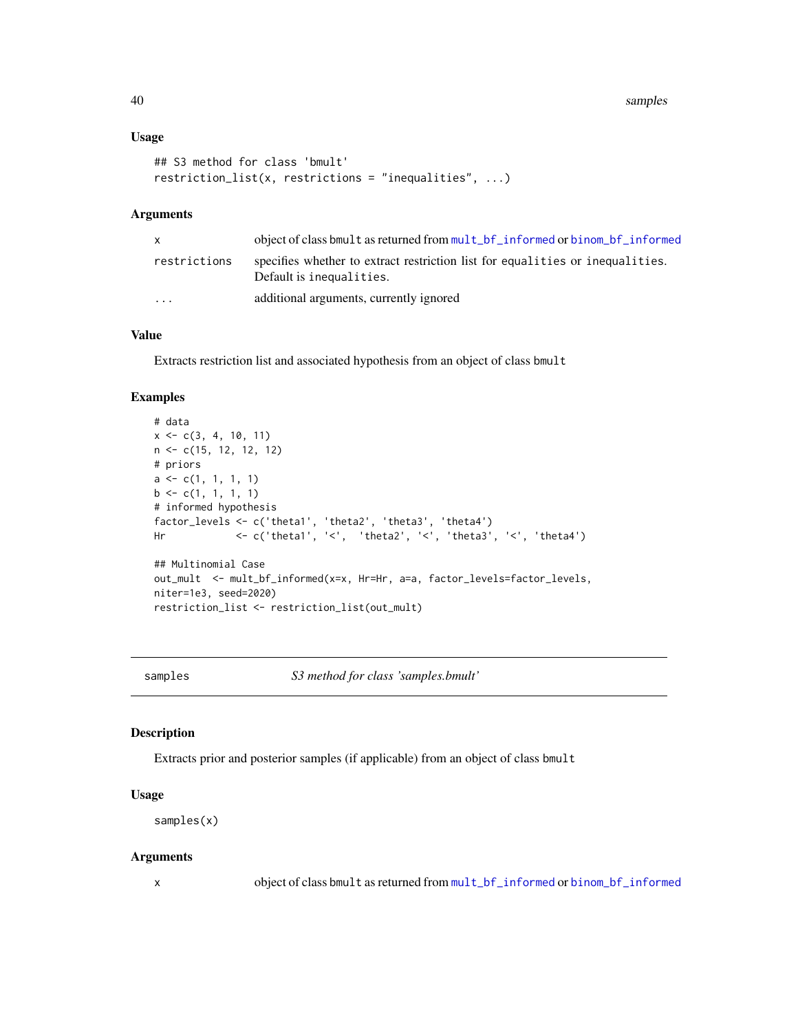### Usage

```
## S3 method for class 'bmult'
restriction_list(x, restrictions = "inequalities", ...)
```

### Arguments

| | |
|---|---|
| x | object of class bmult as returned from mult_bf_informed or binom_bf_informed |
| restrictions | specifies whether to extract restriction list for equalities or inequalities. Default is inequalities. |
| ... | additional arguments, currently ignored |

### Value

Extracts restriction list and associated hypothesis from an object of class bmult

### Examples

```
# data
x <- c(3, 4, 10, 11)
n <- c(15, 12, 12, 12)
# priors
a <- c(1, 1, 1, 1)
b <- c(1, 1, 1, 1)
# informed hypothesis
factor_levels <- c('theta1', 'theta2', 'theta3', 'theta4')
Hr            <- c('theta1', '<',  'theta2', '<', 'theta3', '<', 'theta4')

## Multinomial Case
out_mult  <- mult_bf_informed(x=x, Hr=Hr, a=a, factor_levels=factor_levels,
niter=1e3, seed=2020)
restriction_list <- restriction_list(out_mult)
```

---

## samples — *S3 method for class 'samples.bmult'*

### Description

Extracts prior and posterior samples (if applicable) from an object of class bmult

### Usage

```
samples(x)
```

### Arguments

| | |
|---|---|
| x | object of class bmult as returned from mult_bf_informed or binom_bf_informed |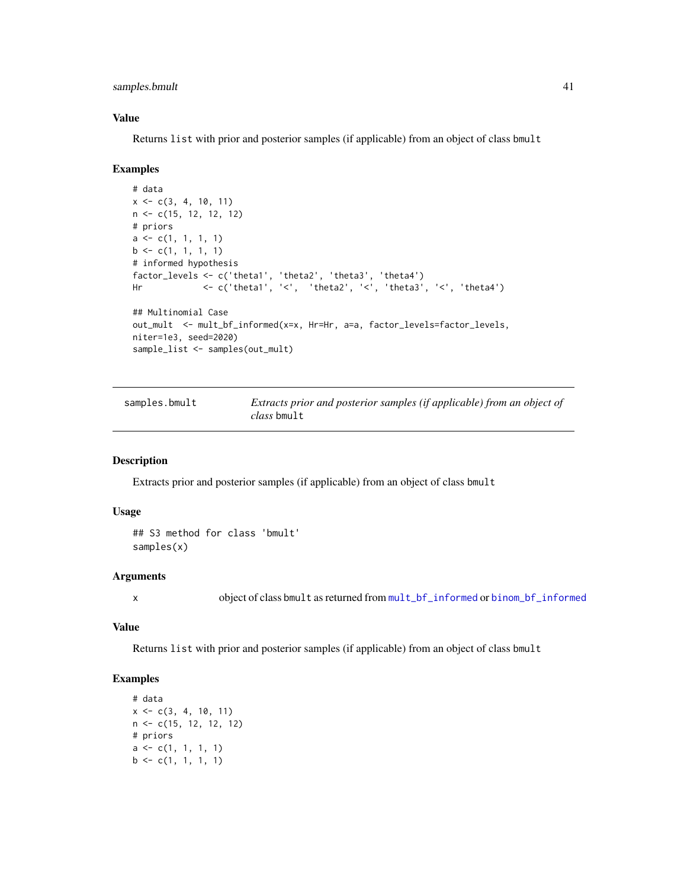### Value

Returns `list` with prior and posterior samples (if applicable) from an object of class `bmult`

### Examples

```
# data
x <- c(3, 4, 10, 11)
n <- c(15, 12, 12, 12)
# priors
a <- c(1, 1, 1, 1)
b <- c(1, 1, 1, 1)
# informed hypothesis
factor_levels <- c('theta1', 'theta2', 'theta3', 'theta4')
Hr            <- c('theta1', '<',  'theta2', '<', 'theta3', '<', 'theta4')

## Multinomial Case
out_mult  <- mult_bf_informed(x=x, Hr=Hr, a=a, factor_levels=factor_levels,
niter=1e3, seed=2020)
sample_list <- samples(out_mult)
```

---

## samples.bmult — *Extracts prior and posterior samples (if applicable) from an object of class* `bmult`

### Description

Extracts prior and posterior samples (if applicable) from an object of class `bmult`

### Usage

```
## S3 method for class 'bmult'
samples(x)
```

### Arguments

| | |
|---|---|
| `x` | object of class `bmult` as returned from `mult_bf_informed` or `binom_bf_informed` |

### Value

Returns `list` with prior and posterior samples (if applicable) from an object of class `bmult`

### Examples

```
# data
x <- c(3, 4, 10, 11)
n <- c(15, 12, 12, 12)
# priors
a <- c(1, 1, 1, 1)
b <- c(1, 1, 1, 1)
```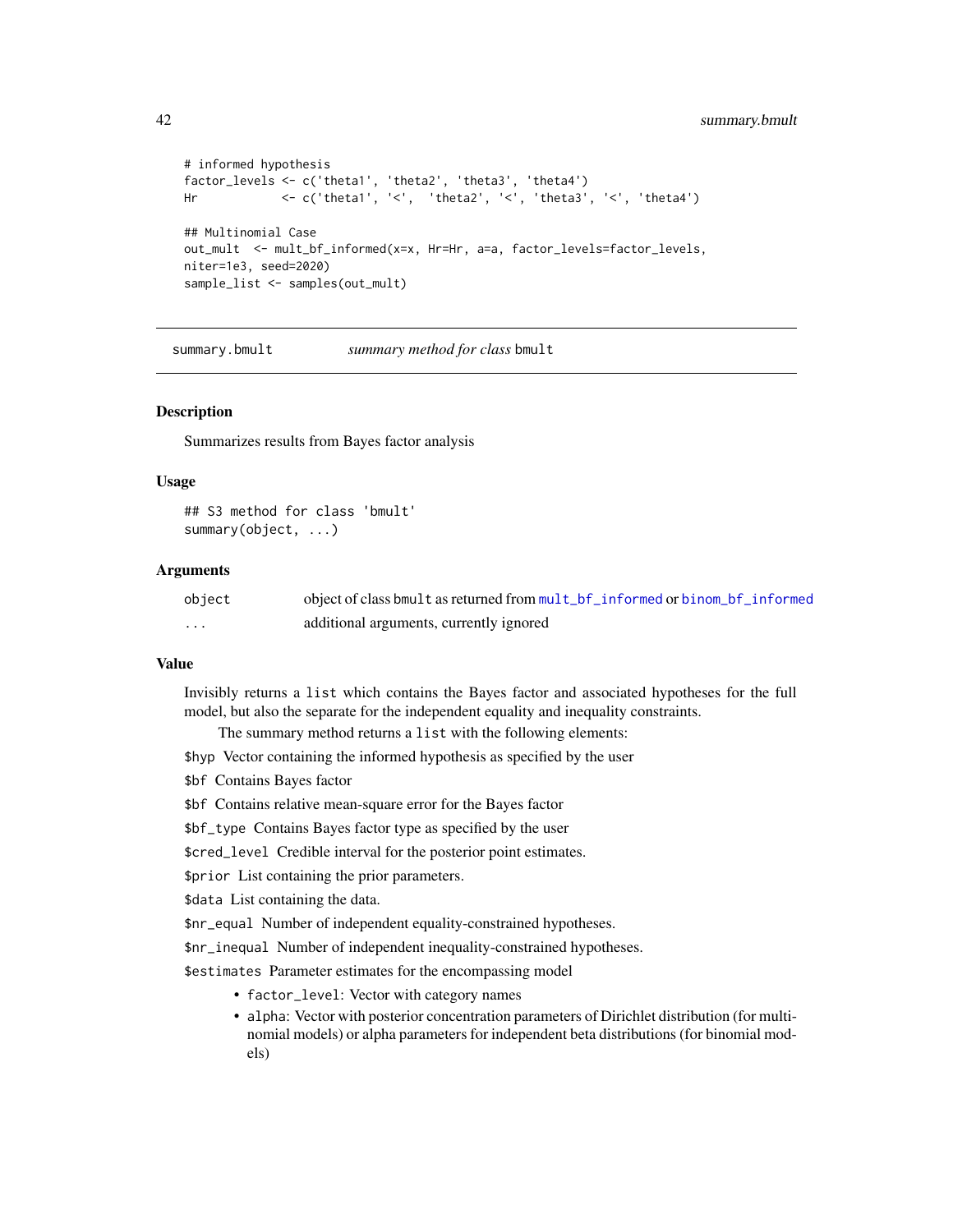```
# informed hypothesis
factor_levels <- c('theta1', 'theta2', 'theta3', 'theta4')
Hr            <- c('theta1', '<',  'theta2', '<', 'theta3', '<', 'theta4')

## Multinomial Case
out_mult  <- mult_bf_informed(x=x, Hr=Hr, a=a, factor_levels=factor_levels,
niter=1e3, seed=2020)
sample_list <- samples(out_mult)
```

---

## summary.bmult — *summary method for class* bmult

### Description

Summarizes results from Bayes factor analysis

### Usage

```
## S3 method for class 'bmult'
summary(object, ...)
```

### Arguments

| | |
|---|---|
| object | object of class bmult as returned from mult_bf_informed or binom_bf_informed |
| ... | additional arguments, currently ignored |

### Value

Invisibly returns a list which contains the Bayes factor and associated hypotheses for the full model, but also the separate for the independent equality and inequality constraints.

The summary method returns a list with the following elements:

$hyp Vector containing the informed hypothesis as specified by the user

$bf Contains Bayes factor

$bf Contains relative mean-square error for the Bayes factor

$bf_type Contains Bayes factor type as specified by the user

$cred_level Credible interval for the posterior point estimates.

$prior List containing the prior parameters.

$data List containing the data.

$nr_equal Number of independent equality-constrained hypotheses.

$nr_inequal Number of independent inequality-constrained hypotheses.

$estimates Parameter estimates for the encompassing model

- factor_level: Vector with category names
- alpha: Vector with posterior concentration parameters of Dirichlet distribution (for multinomial models) or alpha parameters for independent beta distributions (for binomial models)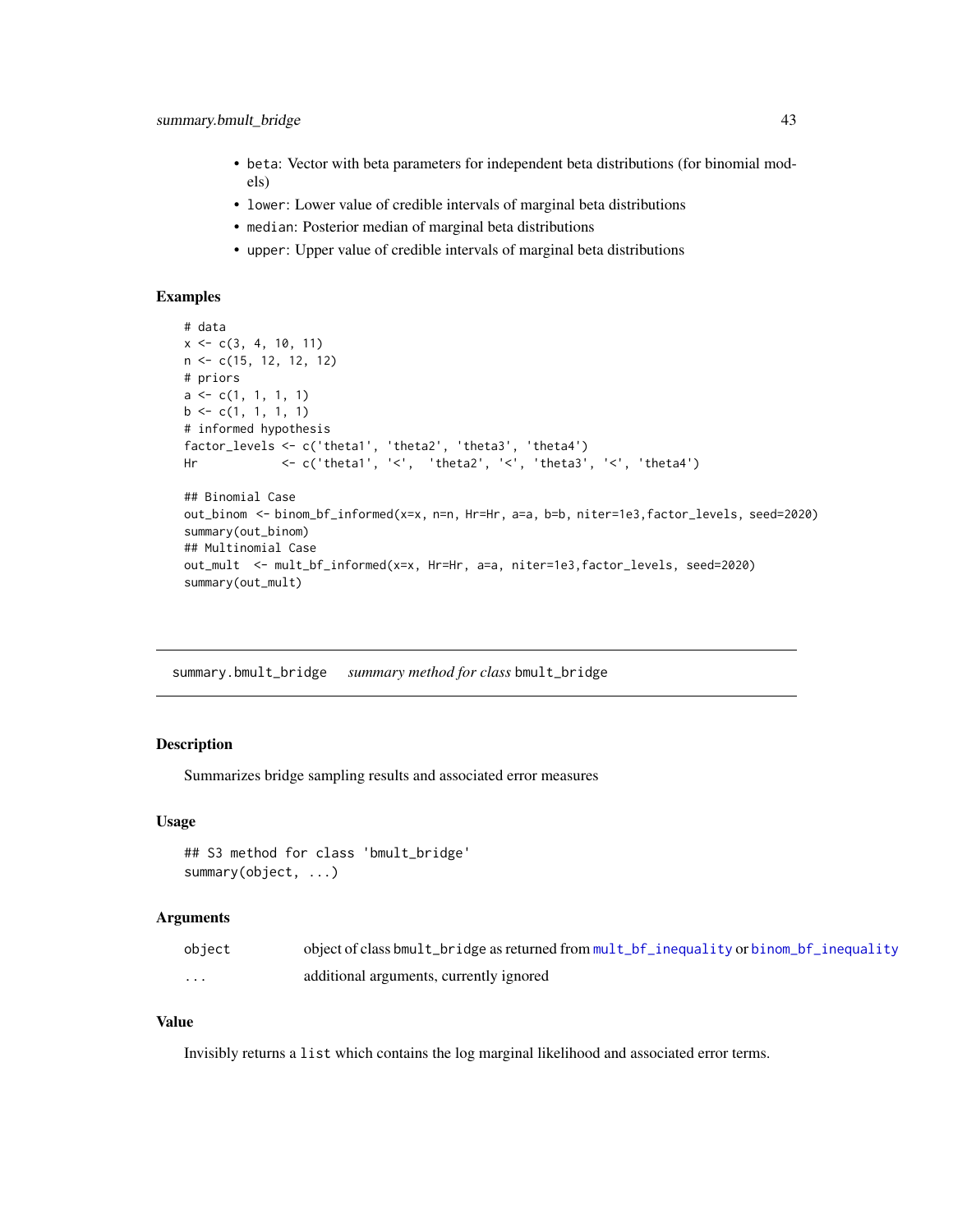- `beta`: Vector with beta parameters for independent beta distributions (for binomial models)
- `lower`: Lower value of credible intervals of marginal beta distributions
- `median`: Posterior median of marginal beta distributions
- `upper`: Upper value of credible intervals of marginal beta distributions

### Examples

```
# data
x <- c(3, 4, 10, 11)
n <- c(15, 12, 12, 12)
# priors
a <- c(1, 1, 1, 1)
b <- c(1, 1, 1, 1)
# informed hypothesis
factor_levels <- c('theta1', 'theta2', 'theta3', 'theta4')
Hr            <- c('theta1', '<',  'theta2', '<', 'theta3', '<', 'theta4')

## Binomial Case
out_binom  <- binom_bf_informed(x=x, n=n, Hr=Hr, a=a, b=b, niter=1e3,factor_levels, seed=2020)
summary(out_binom)
## Multinomial Case
out_mult  <- mult_bf_informed(x=x, Hr=Hr, a=a, niter=1e3,factor_levels, seed=2020)
summary(out_mult)
```

---

## summary.bmult_bridge    *summary method for class* bmult_bridge

### Description

Summarizes bridge sampling results and associated error measures

### Usage

```
## S3 method for class 'bmult_bridge'
summary(object, ...)
```

### Arguments

| | |
|---|---|
| object | object of class bmult_bridge as returned from mult_bf_inequality or binom_bf_inequality |
| ... | additional arguments, currently ignored |

### Value

Invisibly returns a `list` which contains the log marginal likelihood and associated error terms.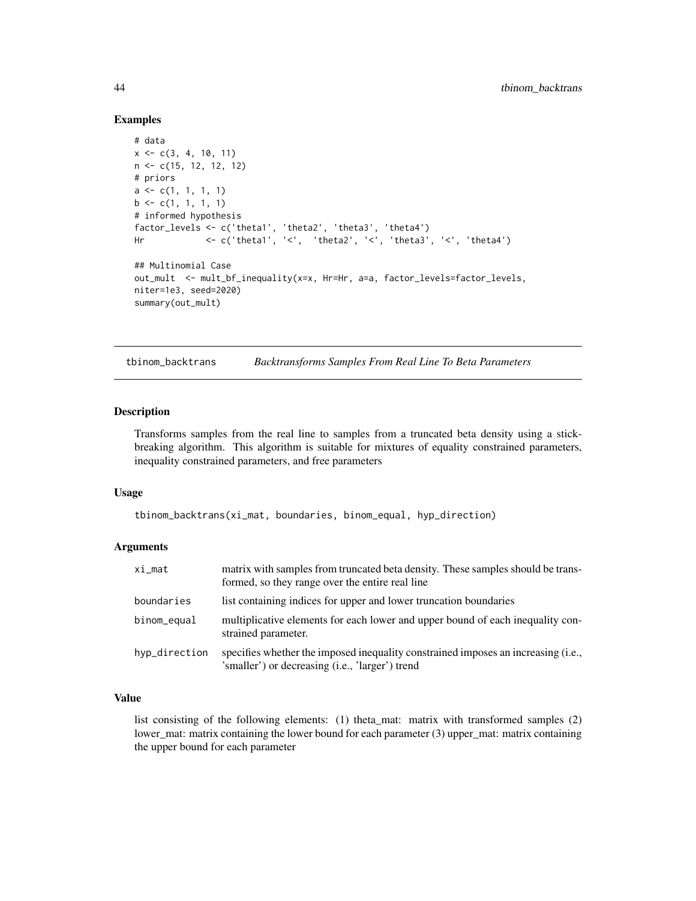## Examples

```
# data
x <- c(3, 4, 10, 11)
n <- c(15, 12, 12, 12)
# priors
a <- c(1, 1, 1, 1)
b <- c(1, 1, 1, 1)
# informed hypothesis
factor_levels <- c('theta1', 'theta2', 'theta3', 'theta4')
Hr            <- c('theta1', '<',  'theta2', '<', 'theta3', '<', 'theta4')

## Multinomial Case
out_mult  <- mult_bf_inequality(x=x, Hr=Hr, a=a, factor_levels=factor_levels,
niter=1e3, seed=2020)
summary(out_mult)
```

---

## tbinom_backtrans — *Backtransforms Samples From Real Line To Beta Parameters*

### Description

Transforms samples from the real line to samples from a truncated beta density using a stick-breaking algorithm. This algorithm is suitable for mixtures of equality constrained parameters, inequality constrained parameters, and free parameters

### Usage

```
tbinom_backtrans(xi_mat, boundaries, binom_equal, hyp_direction)
```

### Arguments

| | |
|---|---|
| xi_mat | matrix with samples from truncated beta density. These samples should be transformed, so they range over the entire real line |
| boundaries | list containing indices for upper and lower truncation boundaries |
| binom_equal | multiplicative elements for each lower and upper bound of each inequality constrained parameter. |
| hyp_direction | specifies whether the imposed inequality constrained imposes an increasing (i.e., 'smaller') or decreasing (i.e., 'larger') trend |

### Value

list consisting of the following elements: (1) theta_mat: matrix with transformed samples (2) lower_mat: matrix containing the lower bound for each parameter (3) upper_mat: matrix containing the upper bound for each parameter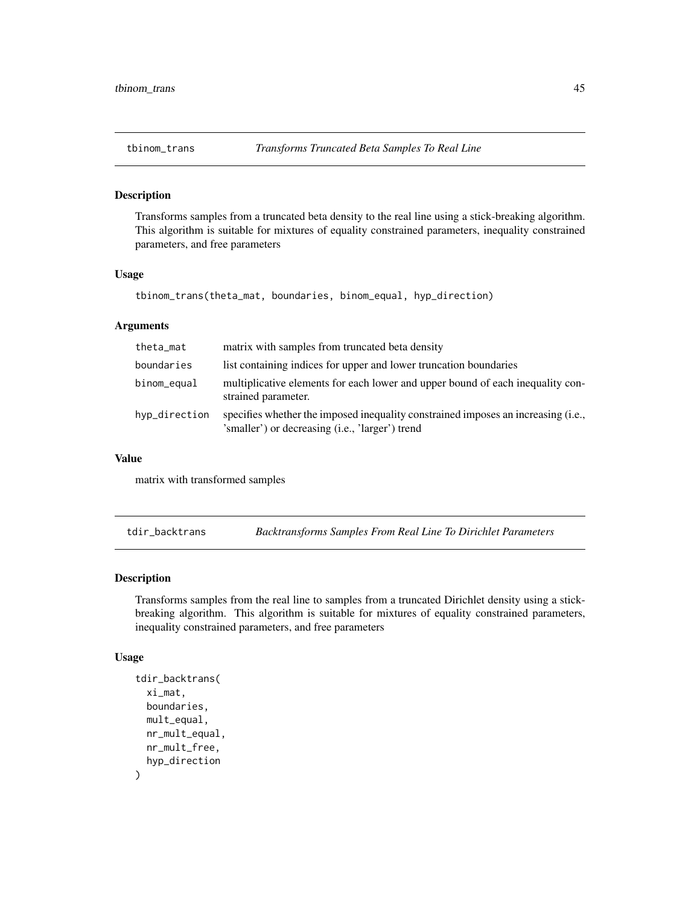## tbinom_trans *Transforms Truncated Beta Samples To Real Line*

### Description

Transforms samples from a truncated beta density to the real line using a stick-breaking algorithm. This algorithm is suitable for mixtures of equality constrained parameters, inequality constrained parameters, and free parameters

### Usage

```
tbinom_trans(theta_mat, boundaries, binom_equal, hyp_direction)
```

### Arguments

| | |
|---|---|
| theta_mat | matrix with samples from truncated beta density |
| boundaries | list containing indices for upper and lower truncation boundaries |
| binom_equal | multiplicative elements for each lower and upper bound of each inequality constrained parameter. |
| hyp_direction | specifies whether the imposed inequality constrained imposes an increasing (i.e., 'smaller') or decreasing (i.e., 'larger') trend |

### Value

matrix with transformed samples

## tdir_backtrans *Backtransforms Samples From Real Line To Dirichlet Parameters*

### Description

Transforms samples from the real line to samples from a truncated Dirichlet density using a stick-breaking algorithm. This algorithm is suitable for mixtures of equality constrained parameters, inequality constrained parameters, and free parameters

### Usage

```
tdir_backtrans(
  xi_mat,
  boundaries,
  mult_equal,
  nr_mult_equal,
  nr_mult_free,
  hyp_direction
)
```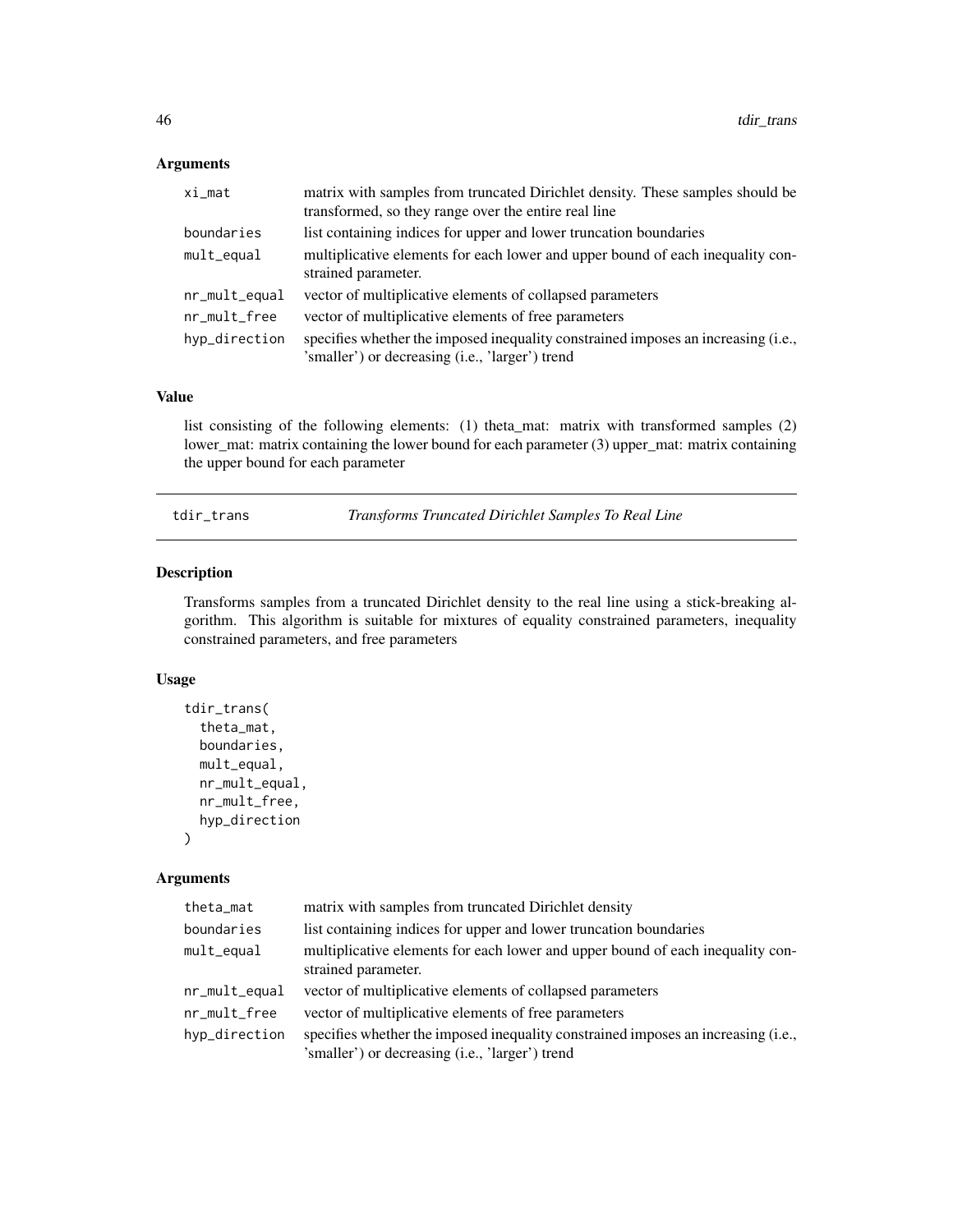### Arguments

| | |
|---|---|
| xi_mat | matrix with samples from truncated Dirichlet density. These samples should be transformed, so they range over the entire real line |
| boundaries | list containing indices for upper and lower truncation boundaries |
| mult_equal | multiplicative elements for each lower and upper bound of each inequality constrained parameter. |
| nr_mult_equal | vector of multiplicative elements of collapsed parameters |
| nr_mult_free | vector of multiplicative elements of free parameters |
| hyp_direction | specifies whether the imposed inequality constrained imposes an increasing (i.e., 'smaller') or decreasing (i.e., 'larger') trend |

### Value

list consisting of the following elements: (1) theta_mat: matrix with transformed samples (2) lower_mat: matrix containing the lower bound for each parameter (3) upper_mat: matrix containing the upper bound for each parameter

---

## tdir_trans — *Transforms Truncated Dirichlet Samples To Real Line*

### Description

Transforms samples from a truncated Dirichlet density to the real line using a stick-breaking algorithm. This algorithm is suitable for mixtures of equality constrained parameters, inequality constrained parameters, and free parameters

### Usage

```
tdir_trans(
  theta_mat,
  boundaries,
  mult_equal,
  nr_mult_equal,
  nr_mult_free,
  hyp_direction
)
```

### Arguments

| | |
|---|---|
| theta_mat | matrix with samples from truncated Dirichlet density |
| boundaries | list containing indices for upper and lower truncation boundaries |
| mult_equal | multiplicative elements for each lower and upper bound of each inequality constrained parameter. |
| nr_mult_equal | vector of multiplicative elements of collapsed parameters |
| nr_mult_free | vector of multiplicative elements of free parameters |
| hyp_direction | specifies whether the imposed inequality constrained imposes an increasing (i.e., 'smaller') or decreasing (i.e., 'larger') trend |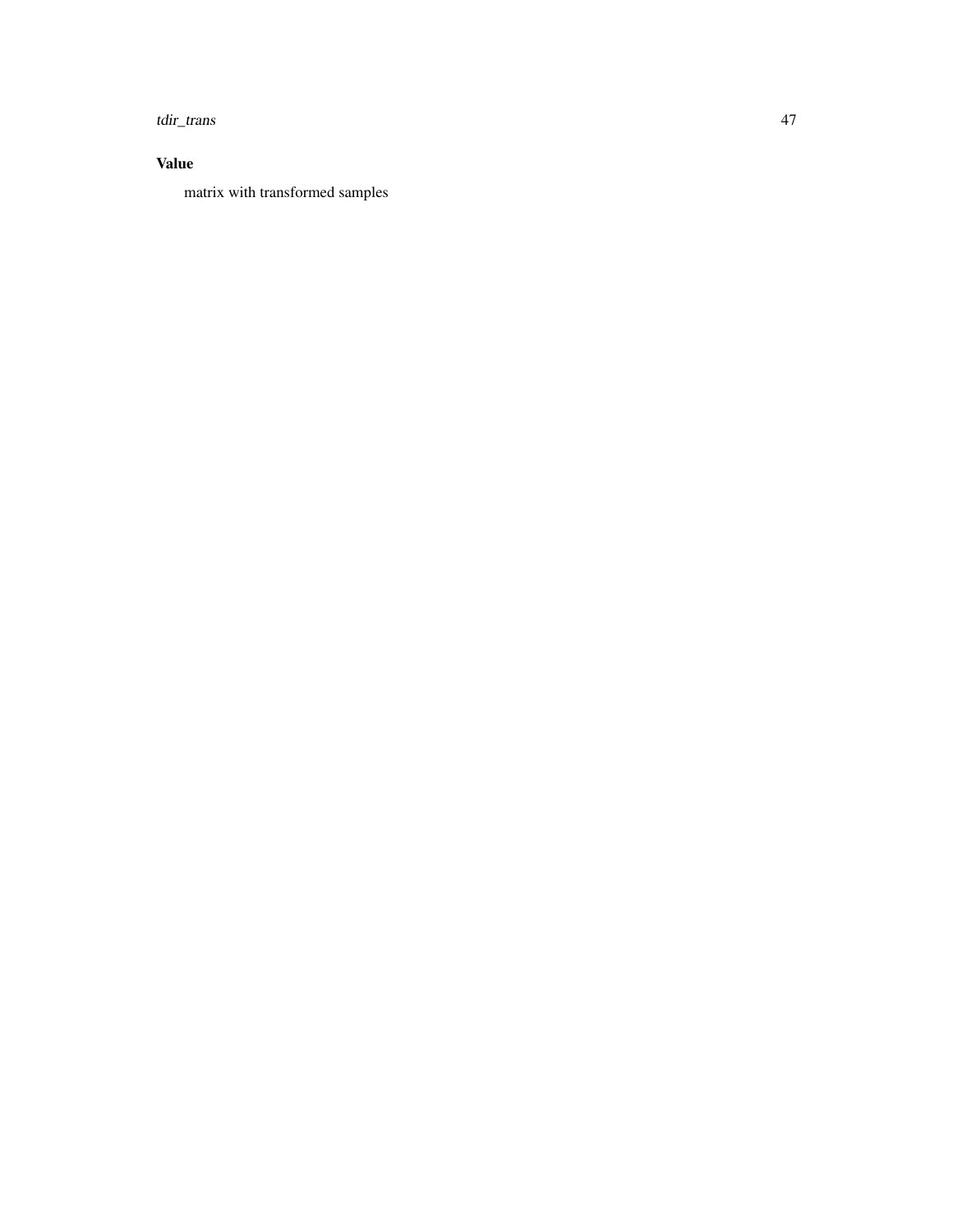### Value

matrix with transformed samples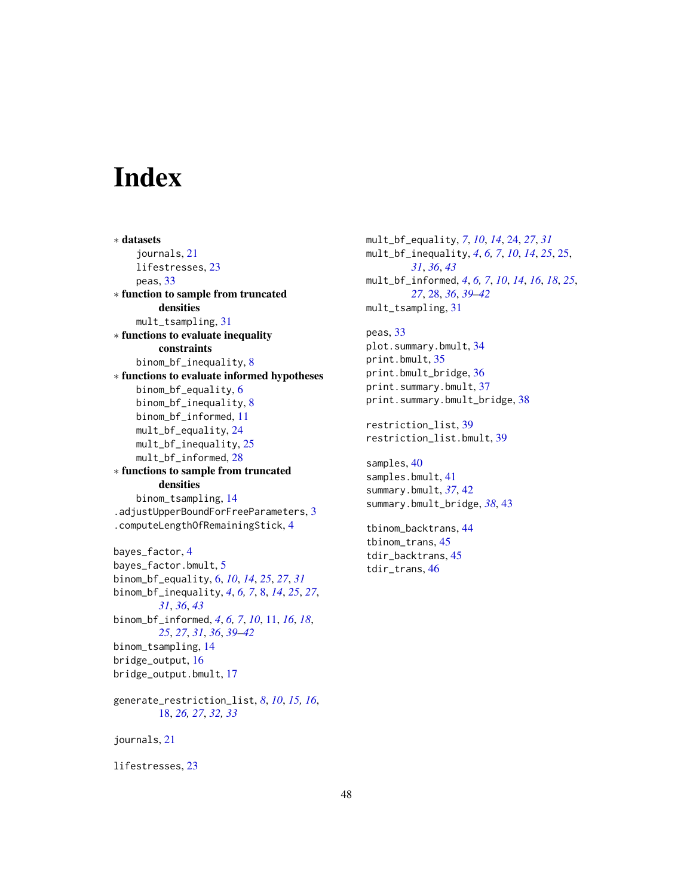# Index

* **datasets**
  - journals, 21
  - lifestresses, 23
  - peas, 33
* **function to sample from truncated densities**
  - mult_tsampling, 31
* **functions to evaluate inequality constraints**
  - binom_bf_inequality, 8
* **functions to evaluate informed hypotheses**
  - binom_bf_equality, 6
  - binom_bf_inequality, 8
  - binom_bf_informed, 11
  - mult_bf_equality, 24
  - mult_bf_inequality, 25
  - mult_bf_informed, 28
* **functions to sample from truncated densities**
  - binom_tsampling, 14

.adjustUpperBoundForFreeParameters, 3
.computeLengthOfRemainingStick, 4

bayes_factor, 4
bayes_factor.bmult, 5
binom_bf_equality, 6, *10*, *14*, *25*, *27*, *31*
binom_bf_inequality, *4*, *6, 7*, 8, *14*, *25*, *27*, *31*, *36*, *43*
binom_bf_informed, *4*, *6, 7*, *10*, 11, *16*, *18*, *25*, *27*, *31*, *36*, *39–42*
binom_tsampling, 14
bridge_output, 16
bridge_output.bmult, 17

generate_restriction_list, *8*, *10*, *15, 16*, 18, *26, 27*, *32, 33*

journals, 21

lifestresses, 23

mult_bf_equality, *7*, *10*, *14*, 24, *27*, *31*
mult_bf_inequality, *4*, *6, 7*, *10*, *14*, *25*, 25, *31*, *36*, *43*
mult_bf_informed, *4*, *6, 7*, *10*, *14*, *16*, *18*, *25*, *27*, 28, *36*, *39–42*
mult_tsampling, 31

peas, 33
plot.summary.bmult, 34
print.bmult, 35
print.bmult_bridge, 36
print.summary.bmult, 37
print.summary.bmult_bridge, 38

restriction_list, 39
restriction_list.bmult, 39

samples, 40
samples.bmult, 41
summary.bmult, *37*, 42
summary.bmult_bridge, *38*, 43

tbinom_backtrans, 44
tbinom_trans, 45
tdir_backtrans, 45
tdir_trans, 46